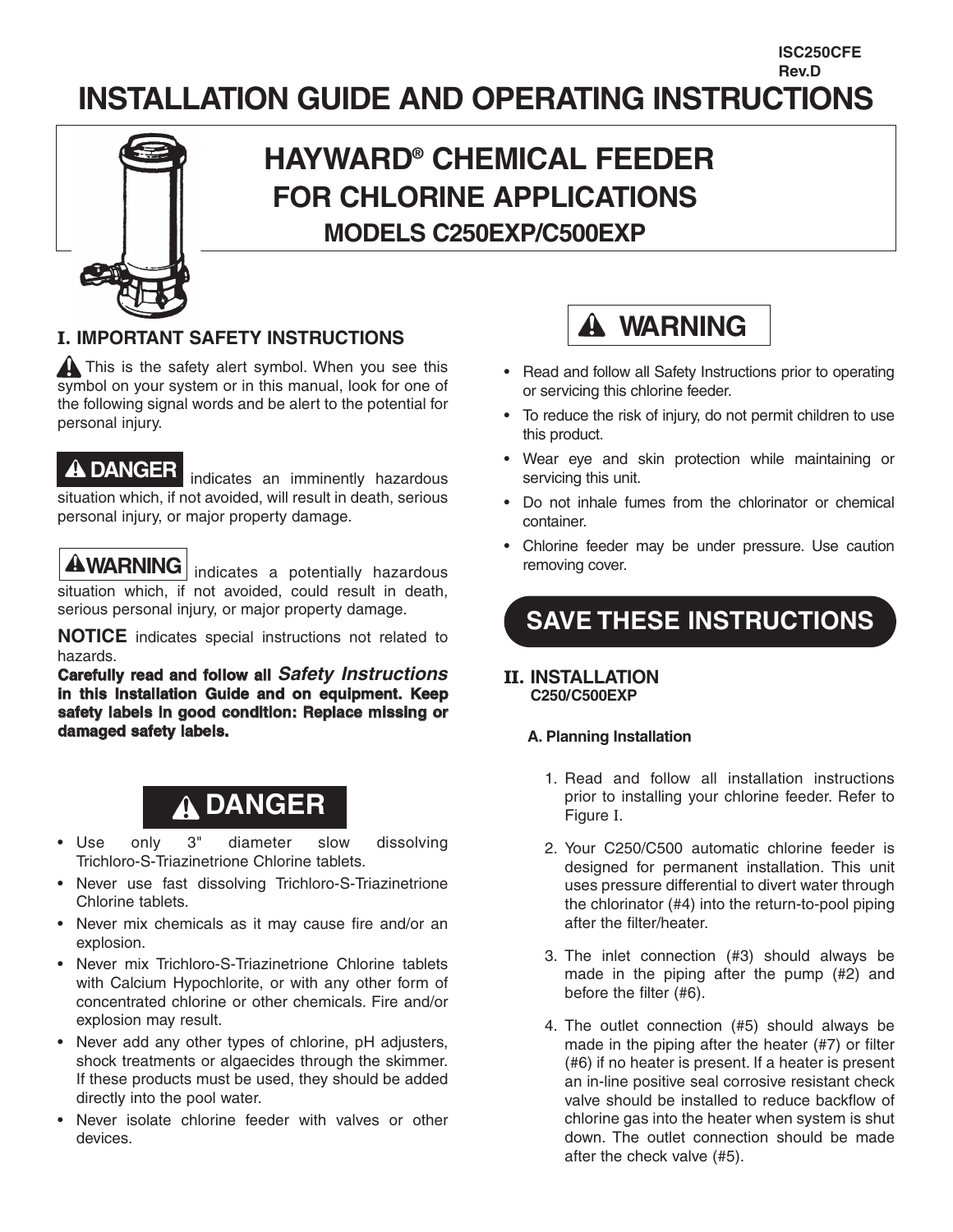ISC250CFE
Rev.D

# INSTALLATION GUIDE AND OPERATING INSTRUCTIONS

## HAYWARD® CHEMICAL FEEDER FOR CHLORINE APPLICATIONS

### MODELS C250EXP/C500EXP

## I. IMPORTANT SAFETY INSTRUCTIONS

⚠ This is the safety alert symbol. When you see this symbol on your system or in this manual, look for one of the following signal words and be alert to the potential for personal injury.

**⚠ DANGER** indicates an imminently hazardous situation which, if not avoided, will result in death, serious personal injury, or major property damage.

**⚠ WARNING** indicates a potentially hazardous situation which, if not avoided, could result in death, serious personal injury, or major property damage.

**NOTICE** indicates special instructions not related to hazards.

**Carefully read and follow all *Safety Instructions* in this Installation Guide and on equipment. Keep safety labels in good condition: Replace missing or damaged safety labels.**

### ⚠ DANGER

- Use only 3" diameter slow dissolving Trichloro-S-Triazinetrione Chlorine tablets.
- Never use fast dissolving Trichloro-S-Triazinetrione Chlorine tablets.
- Never mix chemicals as it may cause fire and/or an explosion.
- Never mix Trichloro-S-Triazinetrione Chlorine tablets with Calcium Hypochlorite, or with any other form of concentrated chlorine or other chemicals. Fire and/or explosion may result.
- Never add any other types of chlorine, pH adjusters, shock treatments or algaecides through the skimmer. If these products must be used, they should be added directly into the pool water.
- Never isolate chlorine feeder with valves or other devices.

### ⚠ WARNING

- Read and follow all Safety Instructions prior to operating or servicing this chlorine feeder.
- To reduce the risk of injury, do not permit children to use this product.
- Wear eye and skin protection while maintaining or servicing this unit.
- Do not inhale fumes from the chlorinator or chemical container.
- Chlorine feeder may be under pressure. Use caution removing cover.

### SAVE THESE INSTRUCTIONS

## II. INSTALLATION

**C250/C500EXP**

### A. Planning Installation

1. Read and follow all installation instructions prior to installing your chlorine feeder. Refer to Figure I.
2. Your C250/C500 automatic chlorine feeder is designed for permanent installation. This unit uses pressure differential to divert water through the chlorinator (#4) into the return-to-pool piping after the filter/heater.
3. The inlet connection (#3) should always be made in the piping after the pump (#2) and before the filter (#6).
4. The outlet connection (#5) should always be made in the piping after the heater (#7) or filter (#6) if no heater is present. If a heater is present an in-line positive seal corrosive resistant check valve should be installed to reduce backflow of chlorine gas into the heater when system is shut down. The outlet connection should be made after the check valve (#5).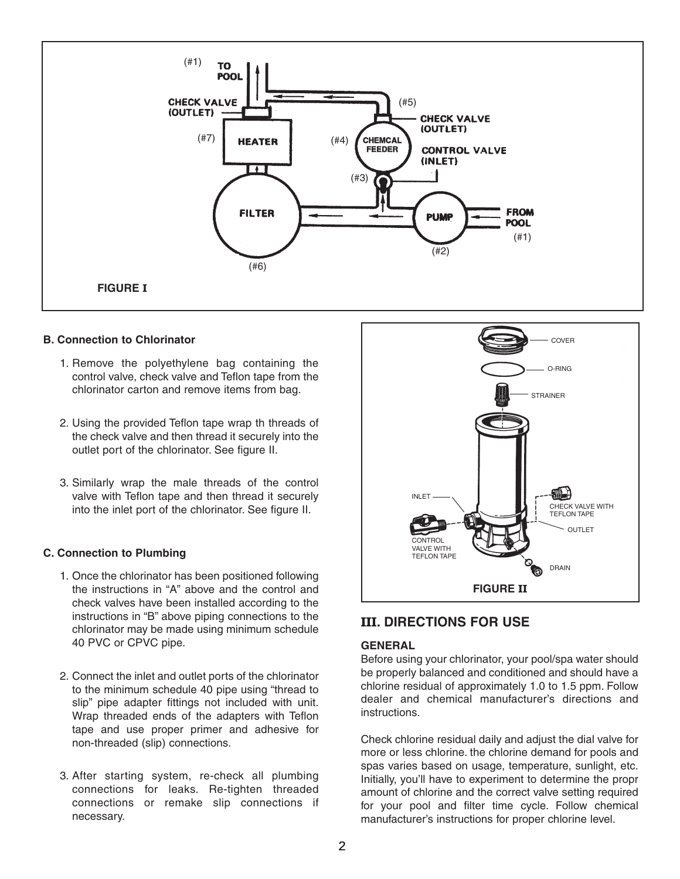FIGURE I

### B. Connection to Chlorinator

1. Remove the polyethylene bag containing the control valve, check valve and Teflon tape from the chlorinator carton and remove items from bag.

2. Using the provided Teflon tape wrap th threads of the check valve and then thread it securely into the outlet port of the chlorinator. See figure II.

3. Similarly wrap the male threads of the control valve with Teflon tape and then thread it securely into the inlet port of the chlorinator. See figure II.

### C. Connection to Plumbing

1. Once the chlorinator has been positioned following the instructions in "A" above and the control and check valves have been installed according to the instructions in "B" above piping connections to the chlorinator may be made using minimum schedule 40 PVC or CPVC pipe.

2. Connect the inlet and outlet ports of the chlorinator to the minimum schedule 40 pipe using "thread to slip" pipe adapter fittings not included with unit. Wrap threaded ends of the adapters with Teflon tape and use proper primer and adhesive for non-threaded (slip) connections.

3. After starting system, re-check all plumbing connections for leaks. Re-tighten threaded connections or remake slip connections if necessary.

FIGURE II

## III. DIRECTIONS FOR USE

**GENERAL**

Before using your chlorinator, your pool/spa water should be properly balanced and conditioned and should have a chlorine residual of approximately 1.0 to 1.5 ppm. Follow dealer and chemical manufacturer's directions and instructions.

Check chlorine residual daily and adjust the dial valve for more or less chlorine. the chlorine demand for pools and spas varies based on usage, temperature, sunlight, etc. Initially, you'll have to experiment to determine the propr amount of chlorine and the correct valve setting required for your pool and filter time cycle. Follow chemical manufacturer's instructions for proper chlorine level.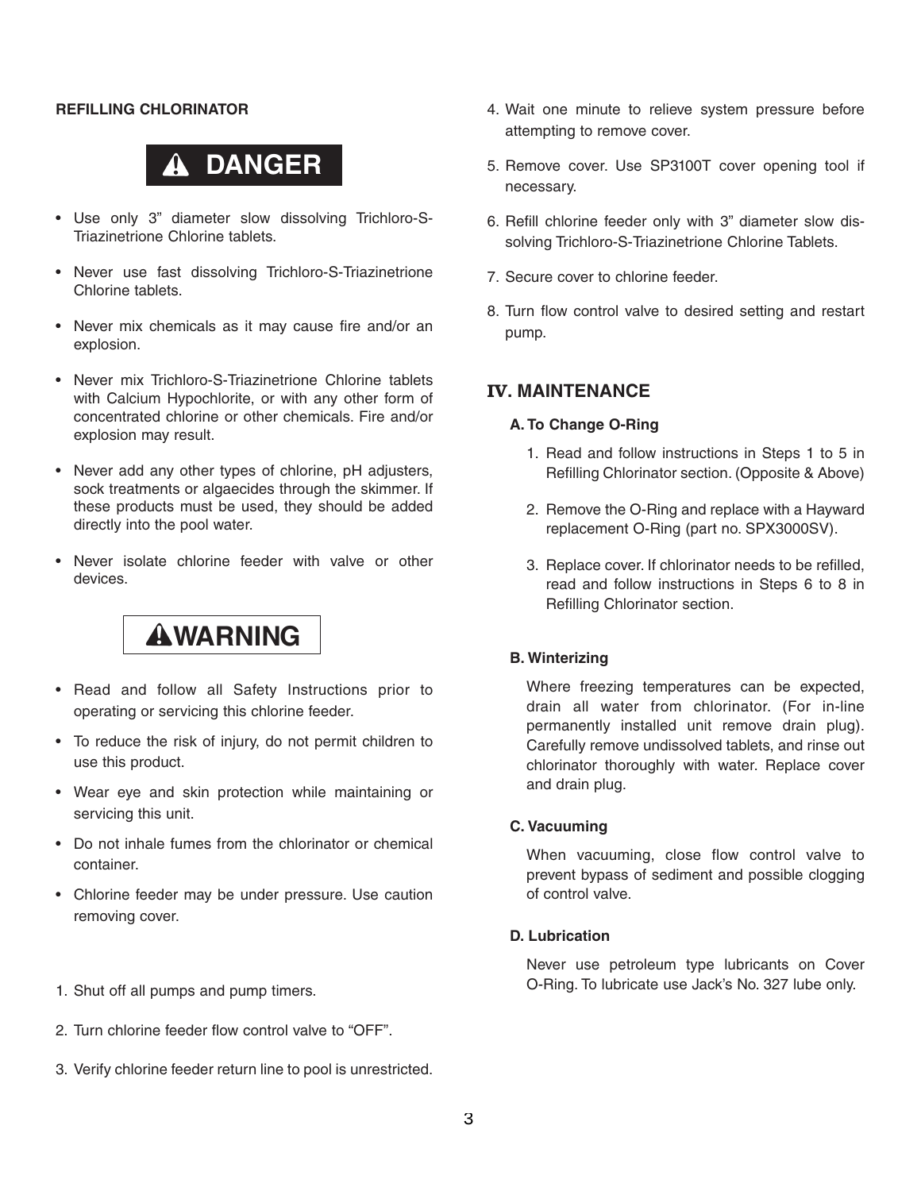## REFILLING CHLORINATOR

**⚠ DANGER**

- Use only 3” diameter slow dissolving Trichloro-S-Triazinetrione Chlorine tablets.
- Never use fast dissolving Trichloro-S-Triazinetrione Chlorine tablets.
- Never mix chemicals as it may cause fire and/or an explosion.
- Never mix Trichloro-S-Triazinetrione Chlorine tablets with Calcium Hypochlorite, or with any other form of concentrated chlorine or other chemicals. Fire and/or explosion may result.
- Never add any other types of chlorine, pH adjusters, sock treatments or algaecides through the skimmer. If these products must be used, they should be added directly into the pool water.
- Never isolate chlorine feeder with valve or other devices.

**⚠WARNING**

- Read and follow all Safety Instructions prior to operating or servicing this chlorine feeder.
- To reduce the risk of injury, do not permit children to use this product.
- Wear eye and skin protection while maintaining or servicing this unit.
- Do not inhale fumes from the chlorinator or chemical container.
- Chlorine feeder may be under pressure. Use caution removing cover.

1. Shut off all pumps and pump timers.
2. Turn chlorine feeder flow control valve to “OFF”.
3. Verify chlorine feeder return line to pool is unrestricted.
4. Wait one minute to relieve system pressure before attempting to remove cover.
5. Remove cover. Use SP3100T cover opening tool if necessary.
6. Refill chlorine feeder only with 3” diameter slow dissolving Trichloro-S-Triazinetrione Chlorine Tablets.
7. Secure cover to chlorine feeder.
8. Turn flow control valve to desired setting and restart pump.

## IV. MAINTENANCE

### A. To Change O-Ring

1. Read and follow instructions in Steps 1 to 5 in Refilling Chlorinator section. (Opposite & Above)
2. Remove the O-Ring and replace with a Hayward replacement O-Ring (part no. SPX3000SV).
3. Replace cover. If chlorinator needs to be refilled, read and follow instructions in Steps 6 to 8 in Refilling Chlorinator section.

### B. Winterizing

Where freezing temperatures can be expected, drain all water from chlorinator. (For in-line permanently installed unit remove drain plug). Carefully remove undissolved tablets, and rinse out chlorinator thoroughly with water. Replace cover and drain plug.

### C. Vacuuming

When vacuuming, close flow control valve to prevent bypass of sediment and possible clogging of control valve.

### D. Lubrication

Never use petroleum type lubricants on Cover O-Ring. To lubricate use Jack’s No. 327 lube only.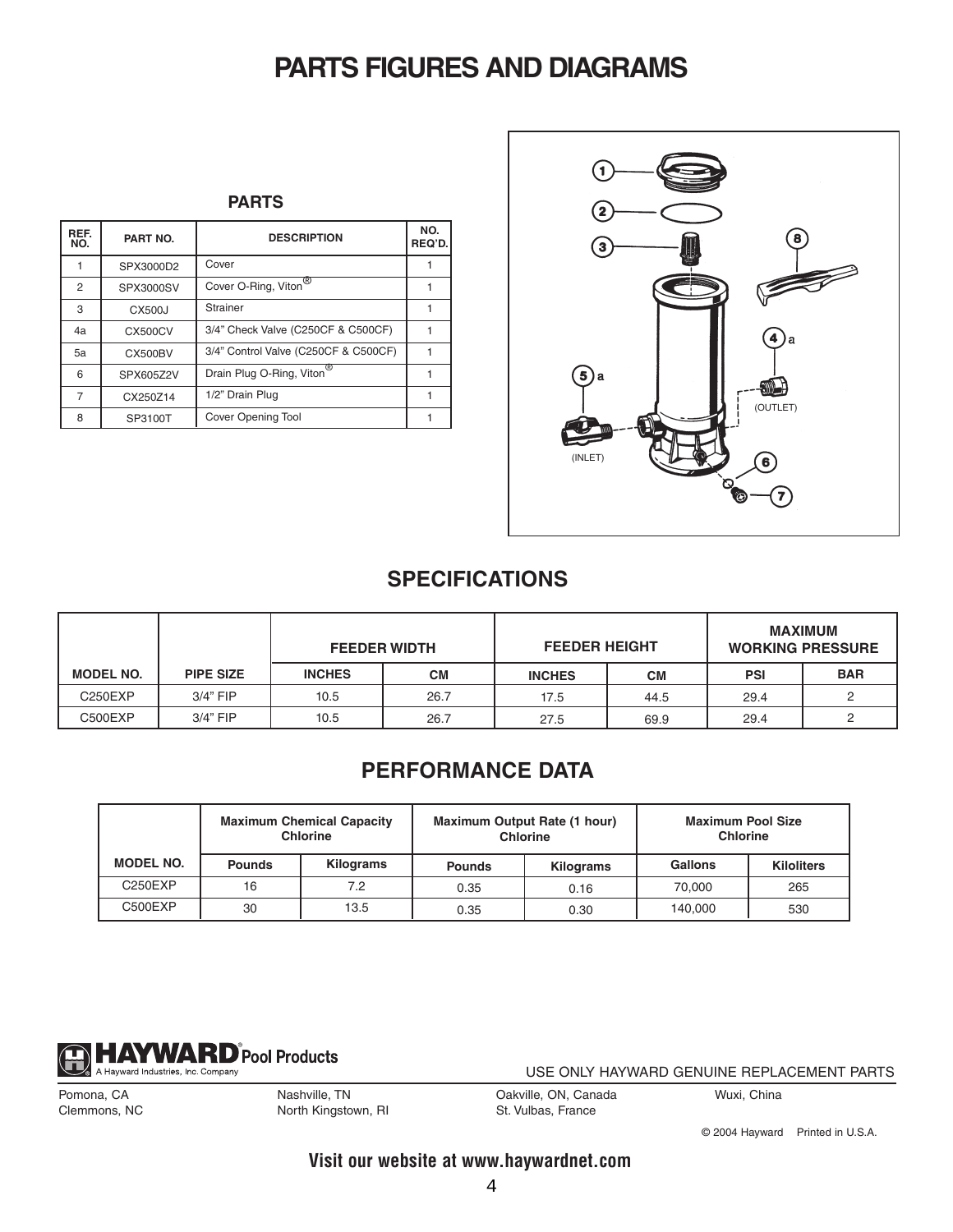# PARTS FIGURES AND DIAGRAMS

## PARTS

| REF. NO. | PART NO. | DESCRIPTION | NO. REQ'D. |
|---|---|---|---|
| 1 | SPX3000D2 | Cover | 1 |
| 2 | SPX3000SV | Cover O-Ring, Viton® | 1 |
| 3 | CX500J | Strainer | 1 |
| 4a | CX500CV | 3/4" Check Valve (C250CF & C500CF) | 1 |
| 5a | CX500BV | 3/4" Control Valve (C250CF & C500CF) | 1 |
| 6 | SPX605Z2V | Drain Plug O-Ring, Viton® | 1 |
| 7 | CX250Z14 | 1/2" Drain Plug | 1 |
| 8 | SP3100T | Cover Opening Tool | 1 |

## SPECIFICATIONS

| | | FEEDER WIDTH | | FEEDER HEIGHT | | MAXIMUM WORKING PRESSURE | |
|---|---|---|---|---|---|---|---|
| MODEL NO. | PIPE SIZE | INCHES | CM | INCHES | CM | PSI | BAR |
| C250EXP | 3/4" FIP | 10.5 | 26.7 | 17.5 | 44.5 | 29.4 | 2 |
| C500EXP | 3/4" FIP | 10.5 | 26.7 | 27.5 | 69.9 | 29.4 | 2 |

## PERFORMANCE DATA

| | Maximum Chemical Capacity Chlorine | | Maximum Output Rate (1 hour) Chlorine | | Maximum Pool Size Chlorine | |
|---|---|---|---|---|---|---|
| MODEL NO. | Pounds | Kilograms | Pounds | Kilograms | Gallons | Kiloliters |
| C250EXP | 16 | 7.2 | 0.35 | 0.16 | 70,000 | 265 |
| C500EXP | 30 | 13.5 | 0.35 | 0.30 | 140,000 | 530 |

**HAYWARD** Pool Products
A Hayward Industries, Inc. Company

USE ONLY HAYWARD GENUINE REPLACEMENT PARTS

Pomona, CA
Clemmons, NC
Nashville, TN
North Kingstown, RI
Oakville, ON, Canada
St. Vulbas, France
Wuxi, China

© 2004 Hayward Printed in U.S.A.

**Visit our website at www.haywardnet.com**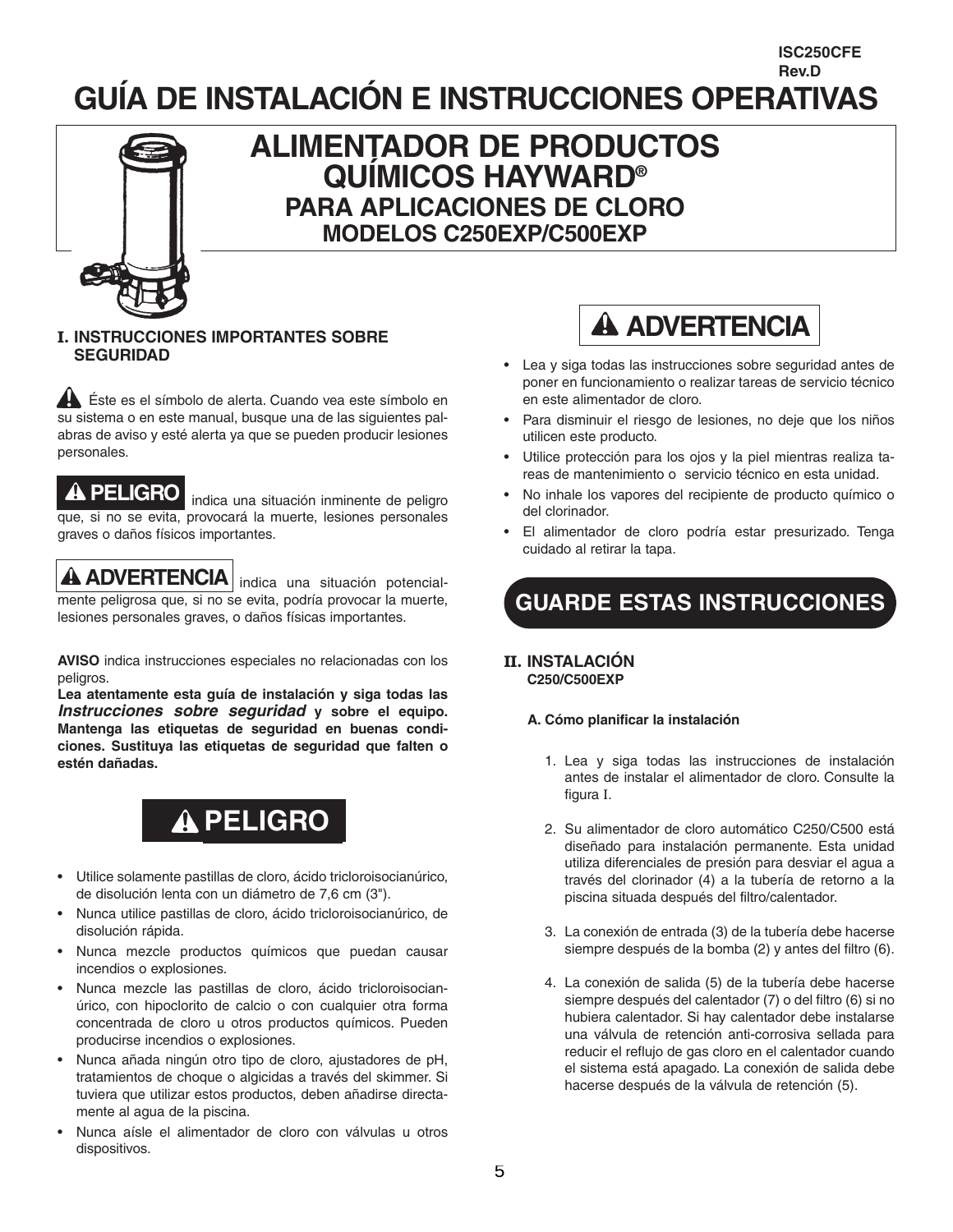ISC250CFE
Rev.D

# GUÍA DE INSTALACIÓN E INSTRUCCIONES OPERATIVAS

## ALIMENTADOR DE PRODUCTOS QUÍMICOS HAYWARD®
## PARA APLICACIONES DE CLORO
## MODELOS C250EXP/C500EXP

### I. INSTRUCCIONES IMPORTANTES SOBRE SEGURIDAD

⚠ Éste es el símbolo de alerta. Cuando vea este símbolo en su sistema o en este manual, busque una de las siguientes palabras de aviso y esté alerta ya que se pueden producir lesiones personales.

**⚠ PELIGRO** indica una situación inminente de peligro que, si no se evita, provocará la muerte, lesiones personales graves o daños físicos importantes.

**⚠ ADVERTENCIA** indica una situación potencialmente peligrosa que, si no se evita, podría provocar la muerte, lesiones personales graves, o daños físicas importantes.

**AVISO** indica instrucciones especiales no relacionadas con los peligros.

**Lea atentamente esta guía de instalación y siga todas las *Instrucciones sobre seguridad* y sobre el equipo. Mantenga las etiquetas de seguridad en buenas condiciones. Sustituya las etiquetas de seguridad que falten o estén dañadas.**

### ⚠ PELIGRO

- Utilice solamente pastillas de cloro, ácido tricloroisocianúrico, de disolución lenta con un diámetro de 7,6 cm (3").
- Nunca utilice pastillas de cloro, ácido tricloroisocianúrico, de disolución rápida.
- Nunca mezcle productos químicos que puedan causar incendios o explosiones.
- Nunca mezcle las pastillas de cloro, ácido tricloroisocianúrico, con hipoclorito de calcio o con cualquier otra forma concentrada de cloro u otros productos químicos. Pueden producirse incendios o explosiones.
- Nunca añada ningún otro tipo de cloro, ajustadores de pH, tratamientos de choque o algicidas a través del skimmer. Si tuviera que utilizar estos productos, deben añadirse directamente al agua de la piscina.
- Nunca aísle el alimentador de cloro con válvulas u otros dispositivos.

### ⚠ ADVERTENCIA

- Lea y siga todas las instrucciones sobre seguridad antes de poner en funcionamiento o realizar tareas de servicio técnico en este alimentador de cloro.
- Para disminuir el riesgo de lesiones, no deje que los niños utilicen este producto.
- Utilice protección para los ojos y la piel mientras realiza tareas de mantenimiento o servicio técnico en esta unidad.
- No inhale los vapores del recipiente de producto químico o del clorinador.
- El alimentador de cloro podría estar presurizado. Tenga cuidado al retirar la tapa.

### GUARDE ESTAS INSTRUCCIONES

### II. INSTALACIÓN
**C250/C500EXP**

**A. Cómo planificar la instalación**

1. Lea y siga todas las instrucciones de instalación antes de instalar el alimentador de cloro. Consulte la figura I.
2. Su alimentador de cloro automático C250/C500 está diseñado para instalación permanente. Esta unidad utiliza diferenciales de presión para desviar el agua a través del clorinador (4) a la tubería de retorno a la piscina situada después del filtro/calentador.
3. La conexión de entrada (3) de la tubería debe hacerse siempre después de la bomba (2) y antes del filtro (6).
4. La conexión de salida (5) de la tubería debe hacerse siempre después del calentador (7) o del filtro (6) si no hubiera calentador. Si hay calentador debe instalarse una válvula de retención anti-corrosiva sellada para reducir el reflujo de gas cloro en el calentador cuando el sistema está apagado. La conexión de salida debe hacerse después de la válvula de retención (5).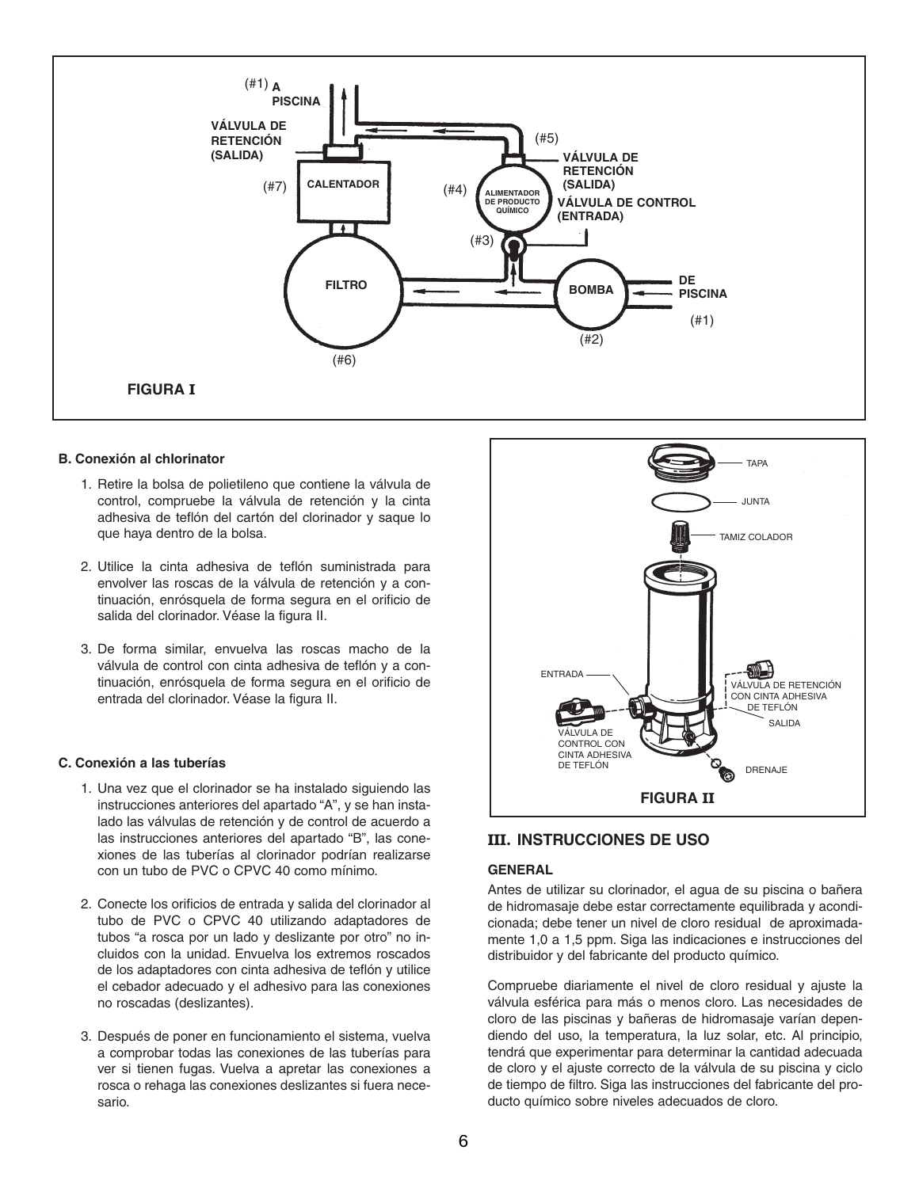**FIGURA I**

### B. Conexión al chlorinator

1. Retire la bolsa de polietileno que contiene la válvula de control, compruebe la válvula de retención y la cinta adhesiva de teflón del cartón del clorinador y saque lo que haya dentro de la bolsa.

2. Utilice la cinta adhesiva de teflón suministrada para envolver las roscas de la válvula de retención y a continuación, enrósquela de forma segura en el orificio de salida del clorinador. Véase la figura II.

3. De forma similar, envuelva las roscas macho de la válvula de control con cinta adhesiva de teflón y a continuación, enrósquela de forma segura en el orificio de entrada del clorinador. Véase la figura II.

### C. Conexión a las tuberías

1. Una vez que el clorinador se ha instalado siguiendo las instrucciones anteriores del apartado "A", y se han instalado las válvulas de retención y de control de acuerdo a las instrucciones anteriores del apartado "B", las conexiones de las tuberías al clorinador podrían realizarse con un tubo de PVC o CPVC 40 como mínimo.

2. Conecte los orificios de entrada y salida del clorinador al tubo de PVC o CPVC 40 utilizando adaptadores de tubos "a rosca por un lado y deslizante por otro" no incluidos con la unidad. Envuelva los extremos roscados de los adaptadores con cinta adhesiva de teflón y utilice el cebador adecuado y el adhesivo para las conexiones no roscadas (deslizantes).

3. Después de poner en funcionamiento el sistema, vuelva a comprobar todas las conexiones de las tuberías para ver si tienen fugas. Vuelva a apretar las conexiones a rosca o rehaga las conexiones deslizantes si fuera necesario.

**FIGURA II**

## III. INSTRUCCIONES DE USO

### GENERAL

Antes de utilizar su clorinador, el agua de su piscina o bañera de hidromasaje debe estar correctamente equilibrada y acondicionada; debe tener un nivel de cloro residual de aproximadamente 1,0 a 1,5 ppm. Siga las indicaciones e instrucciones del distribuidor y del fabricante del producto químico.

Compruebe diariamente el nivel de cloro residual y ajuste la válvula esférica para más o menos cloro. Las necesidades de cloro de las piscinas y bañeras de hidromasaje varían dependiendo del uso, la temperatura, la luz solar, etc. Al principio, tendrá que experimentar para determinar la cantidad adecuada de cloro y el ajuste correcto de la válvula de su piscina y ciclo de tiempo de filtro. Siga las instrucciones del fabricante del producto químico sobre niveles adecuados de cloro.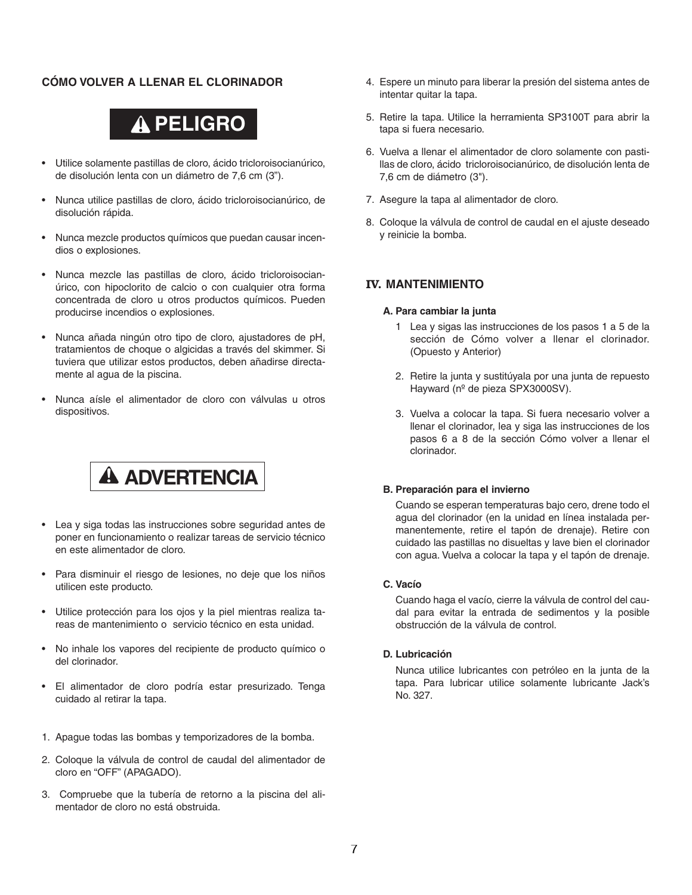## CÓMO VOLVER A LLENAR EL CLORINADOR

**⚠ PELIGRO**

- Utilice solamente pastillas de cloro, ácido tricloroisocianúrico, de disolución lenta con un diámetro de 7,6 cm (3”).
- Nunca utilice pastillas de cloro, ácido tricloroisocianúrico, de disolución rápida.
- Nunca mezcle productos químicos que puedan causar incendios o explosiones.
- Nunca mezcle las pastillas de cloro, ácido tricloroisocianúrico, con hipoclorito de calcio o con cualquier otra forma concentrada de cloro u otros productos químicos. Pueden producirse incendios o explosiones.
- Nunca añada ningún otro tipo de cloro, ajustadores de pH, tratamientos de choque o algicidas a través del skimmer. Si tuviera que utilizar estos productos, deben añadirse directamente al agua de la piscina.
- Nunca aísle el alimentador de cloro con válvulas u otros dispositivos.

**⚠ ADVERTENCIA**

- Lea y siga todas las instrucciones sobre seguridad antes de poner en funcionamiento o realizar tareas de servicio técnico en este alimentador de cloro.
- Para disminuir el riesgo de lesiones, no deje que los niños utilicen este producto.
- Utilice protección para los ojos y la piel mientras realiza tareas de mantenimiento o servicio técnico en esta unidad.
- No inhale los vapores del recipiente de producto químico o del clorinador.
- El alimentador de cloro podría estar presurizado. Tenga cuidado al retirar la tapa.

1. Apague todas las bombas y temporizadores de la bomba.
2. Coloque la válvula de control de caudal del alimentador de cloro en “OFF” (APAGADO).
3. Compruebe que la tubería de retorno a la piscina del alimentador de cloro no está obstruida.
4. Espere un minuto para liberar la presión del sistema antes de intentar quitar la tapa.
5. Retire la tapa. Utilice la herramienta SP3100T para abrir la tapa si fuera necesario.
6. Vuelva a llenar el alimentador de cloro solamente con pastillas de cloro, ácido tricloroisocianúrico, de disolución lenta de 7,6 cm de diámetro (3").
7. Asegure la tapa al alimentador de cloro.
8. Coloque la válvula de control de caudal en el ajuste deseado y reinicie la bomba.

## IV. MANTENIMIENTO

### A. Para cambiar la junta

1. Lea y sigas las instrucciones de los pasos 1 a 5 de la sección de Cómo volver a llenar el clorinador. (Opuesto y Anterior)
2. Retire la junta y sustitúyala por una junta de repuesto Hayward (nº de pieza SPX3000SV).
3. Vuelva a colocar la tapa. Si fuera necesario volver a llenar el clorinador, lea y siga las instrucciones de los pasos 6 a 8 de la sección Cómo volver a llenar el clorinador.

### B. Preparación para el invierno

Cuando se esperan temperaturas bajo cero, drene todo el agua del clorinador (en la unidad en línea instalada permanentemente, retire el tapón de drenaje). Retire con cuidado las pastillas no disueltas y lave bien el clorinador con agua. Vuelva a colocar la tapa y el tapón de drenaje.

### C. Vacío

Cuando haga el vacío, cierre la válvula de control del caudal para evitar la entrada de sedimentos y la posible obstrucción de la válvula de control.

### D. Lubricación

Nunca utilice lubricantes con petróleo en la junta de la tapa. Para lubricar utilice solamente lubricante Jack’s No. 327.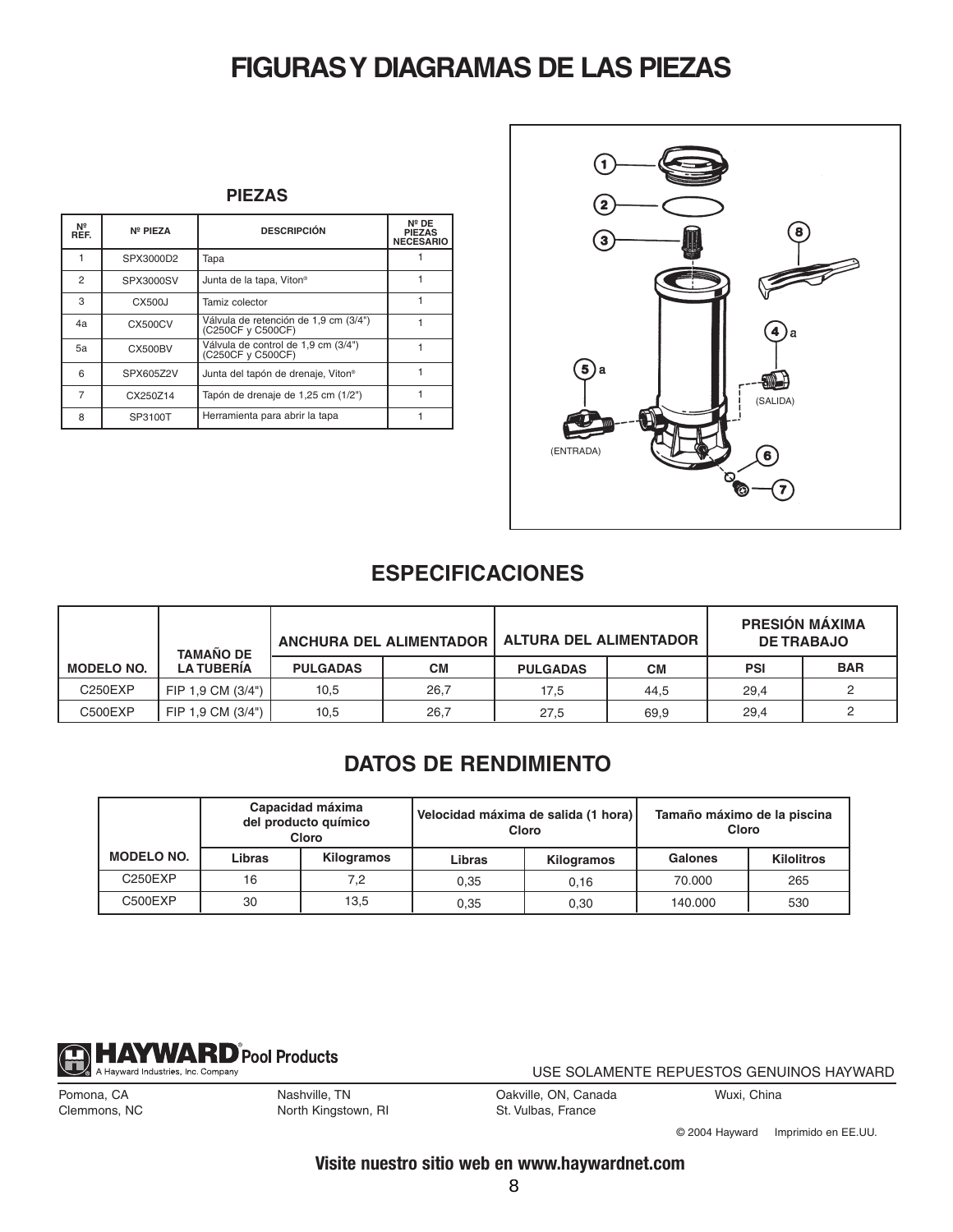# FIGURAS Y DIAGRAMAS DE LAS PIEZAS

## PIEZAS

| Nº REF. | Nº PIEZA | DESCRIPCIÓN | Nº DE PIEZAS NECESARIO |
|---|---|---|---|
| 1 | SPX3000D2 | Tapa | 1 |
| 2 | SPX3000SV | Junta de la tapa, Viton® | 1 |
| 3 | CX500J | Tamiz colector | 1 |
| 4a | CX500CV | Válvula de retención de 1,9 cm (3/4") (C250CF y C500CF) | 1 |
| 5a | CX500BV | Válvula de control de 1,9 cm (3/4") (C250CF y C500CF) | 1 |
| 6 | SPX605Z2V | Junta del tapón de drenaje, Viton® | 1 |
| 7 | CX250Z14 | Tapón de drenaje de 1,25 cm (1/2") | 1 |
| 8 | SP3100T | Herramienta para abrir la tapa | 1 |

(SALIDA)

(ENTRADA)

## ESPECIFICACIONES

| MODELO NO. | TAMAÑO DE LA TUBERÍA | ANCHURA DEL ALIMENTADOR | | ALTURA DEL ALIMENTADOR | | PRESIÓN MÁXIMA DE TRABAJO | |
|---|---|---|---|---|---|---|---|
| | | PULGADAS | CM | PULGADAS | CM | PSI | BAR |
| C250EXP | FIP 1,9 CM (3/4") | 10,5 | 26,7 | 17,5 | 44,5 | 29,4 | 2 |
| C500EXP | FIP 1,9 CM (3/4") | 10,5 | 26,7 | 27,5 | 69,9 | 29,4 | 2 |

## DATOS DE RENDIMIENTO

| MODELO NO. | Capacidad máxima del producto químico Cloro | | Velocidad máxima de salida (1 hora) Cloro | | Tamaño máximo de la piscina Cloro | |
|---|---|---|---|---|---|---|
| | Libras | Kilogramos | Libras | Kilogramos | Galones | Kilolitros |
| C250EXP | 16 | 7,2 | 0,35 | 0,16 | 70.000 | 265 |
| C500EXP | 30 | 13,5 | 0,35 | 0,30 | 140.000 | 530 |

**HAYWARD**® Pool Products
A Hayward Industries, Inc. Company

USE SOLAMENTE REPUESTOS GENUINOS HAYWARD

Pomona, CA
Clemmons, NC
Nashville, TN
North Kingstown, RI
Oakville, ON, Canada
St. Vulbas, France
Wuxi, China

© 2004 Hayward Imprimido en EE.UU.

**Visite nuestro sitio web en www.haywardnet.com**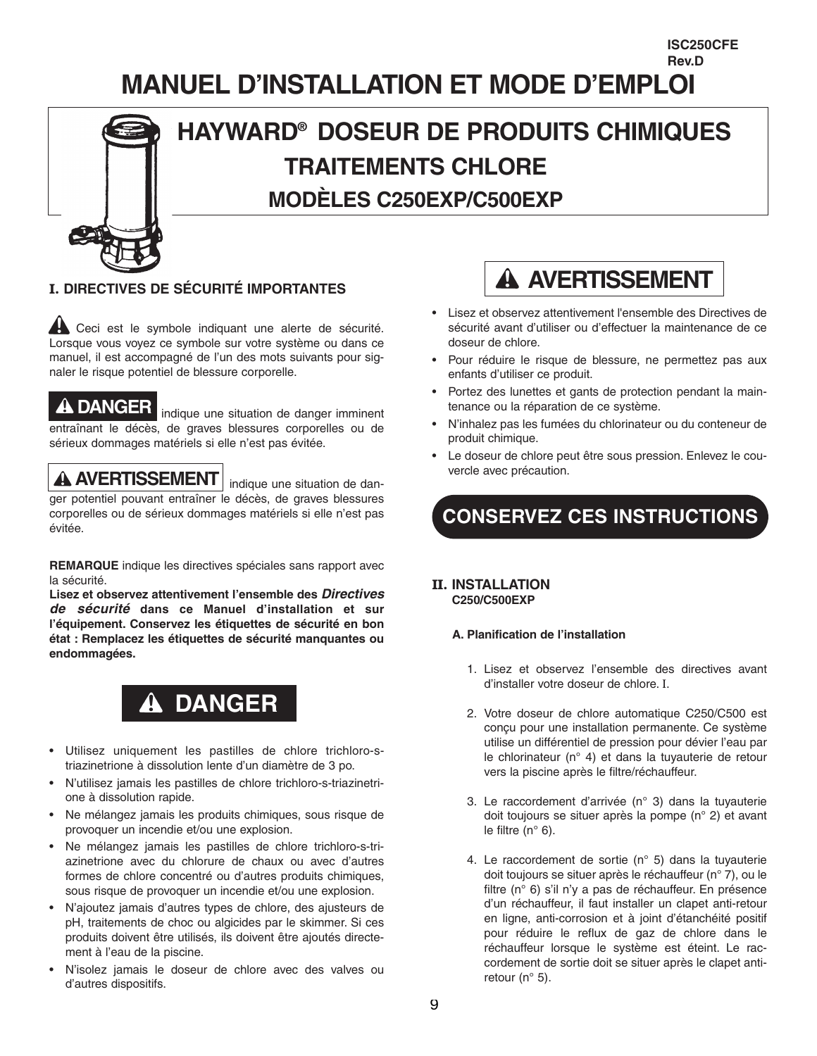ISC250CFE
Rev.D

# MANUEL D'INSTALLATION ET MODE D'EMPLOI

## HAYWARD® DOSEUR DE PRODUITS CHIMIQUES

## TRAITEMENTS CHLORE

## MODÈLES C250EXP/C500EXP

### I. DIRECTIVES DE SÉCURITÉ IMPORTANTES

⚠ Ceci est le symbole indiquant une alerte de sécurité. Lorsque vous voyez ce symbole sur votre système ou dans ce manuel, il est accompagné de l'un des mots suivants pour signaler le risque potentiel de blessure corporelle.

**⚠ DANGER** indique une situation de danger imminent entraînant le décès, de graves blessures corporelles ou de sérieux dommages matériels si elle n'est pas évitée.

**⚠ AVERTISSEMENT** indique une situation de danger potentiel pouvant entraîner le décès, de graves blessures corporelles ou de sérieux dommages matériels si elle n'est pas évitée.

**REMARQUE** indique les directives spéciales sans rapport avec la sécurité.

**Lisez et observez attentivement l'ensemble des *Directives de sécurité* dans ce Manuel d'installation et sur l'équipement. Conservez les étiquettes de sécurité en bon état : Remplacez les étiquettes de sécurité manquantes ou endommagées.**

### ⚠ DANGER

- Utilisez uniquement les pastilles de chlore trichloro-s-triazinetrione à dissolution lente d'un diamètre de 3 po.
- N'utilisez jamais les pastilles de chlore trichloro-s-triazinetrione à dissolution rapide.
- Ne mélangez jamais les produits chimiques, sous risque de provoquer un incendie et/ou une explosion.
- Ne mélangez jamais les pastilles de chlore trichloro-s-triazinetrione avec du chlorure de chaux ou avec d'autres formes de chlore concentré ou d'autres produits chimiques, sous risque de provoquer un incendie et/ou une explosion.
- N'ajoutez jamais d'autres types de chlore, des ajusteurs de pH, traitements de choc ou algicides par le skimmer. Si ces produits doivent être utilisés, ils doivent être ajoutés directement à l'eau de la piscine.
- N'isolez jamais le doseur de chlore avec des valves ou d'autres dispositifs.

### ⚠ AVERTISSEMENT

- Lisez et observez attentivement l'ensemble des Directives de sécurité avant d'utiliser ou d'effectuer la maintenance de ce doseur de chlore.
- Pour réduire le risque de blessure, ne permettez pas aux enfants d'utiliser ce produit.
- Portez des lunettes et gants de protection pendant la maintenance ou la réparation de ce système.
- N'inhalez pas les fumées du chlorinateur ou du conteneur de produit chimique.
- Le doseur de chlore peut être sous pression. Enlevez le couvercle avec précaution.

### CONSERVEZ CES INSTRUCTIONS

### II. INSTALLATION
**C250/C500EXP**

#### A. Planification de l'installation

1. Lisez et observez l'ensemble des directives avant d'installer votre doseur de chlore. I.

2. Votre doseur de chlore automatique C250/C500 est conçu pour une installation permanente. Ce système utilise un différentiel de pression pour dévier l'eau par le chlorinateur (n° 4) et dans la tuyauterie de retour vers la piscine après le filtre/réchauffeur.

3. Le raccordement d'arrivée (n° 3) dans la tuyauterie doit toujours se situer après la pompe (n° 2) et avant le filtre (n° 6).

4. Le raccordement de sortie (n° 5) dans la tuyauterie doit toujours se situer après le réchauffeur (n° 7), ou le filtre (n° 6) s'il n'y a pas de réchauffeur. En présence d'un réchauffeur, il faut installer un clapet anti-retour en ligne, anti-corrosion et à joint d'étanchéité positif pour réduire le reflux de gaz de chlore dans le réchauffeur lorsque le système est éteint. Le raccordement de sortie doit se situer après le clapet anti-retour (n° 5).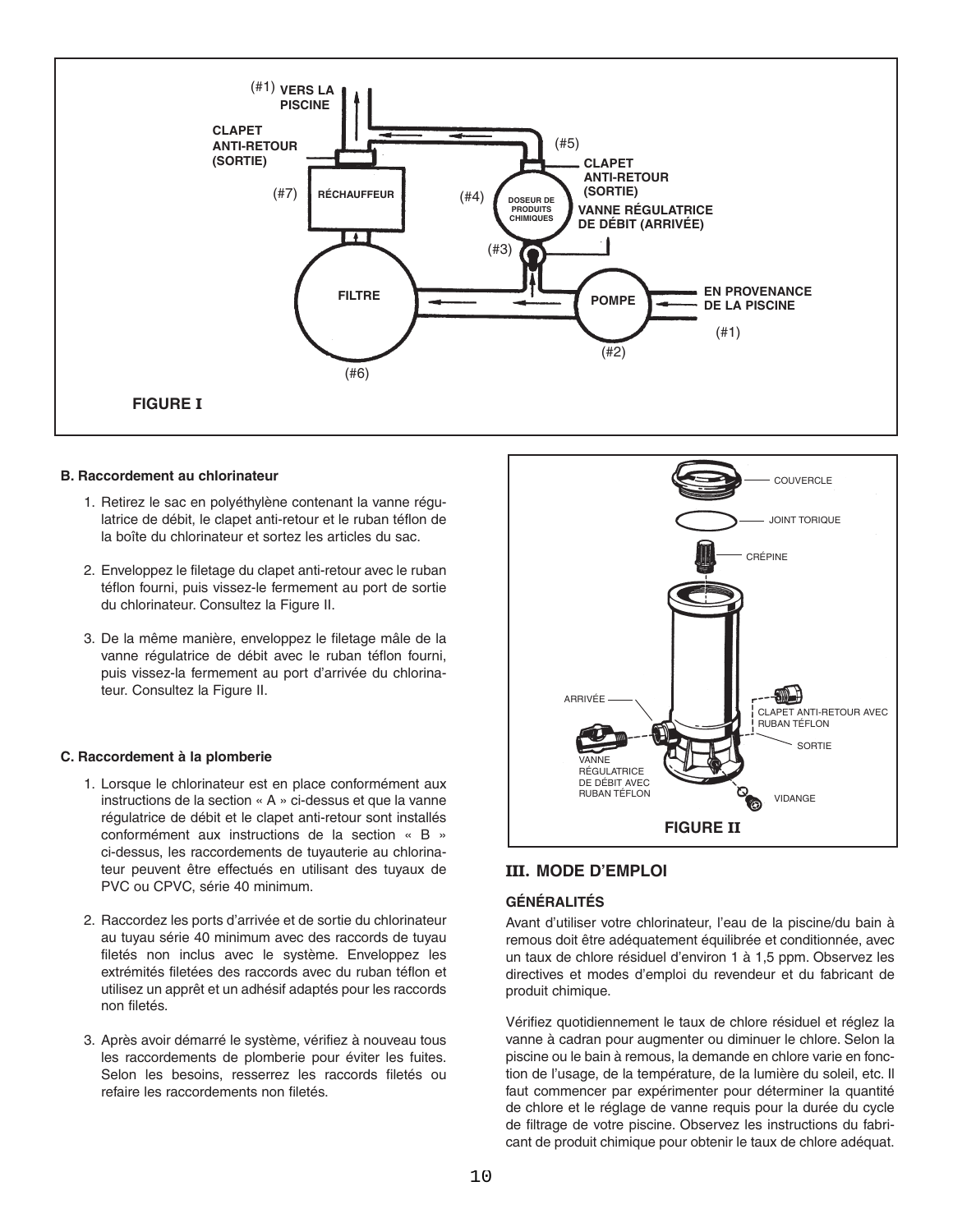(#1) VERS LA PISCINE

CLAPET ANTI-RETOUR (SORTIE)

(#7) RÉCHAUFFEUR

(#5)

(#4) DOSEUR DE PRODUITS CHIMIQUES

CLAPET ANTI-RETOUR (SORTIE)

VANNE RÉGULATRICE DE DÉBIT (ARRIVÉE)

(#3)

FILTRE

POMPE

EN PROVENANCE DE LA PISCINE

(#1)

(#2)

(#6)

**FIGURE I**

### B. Raccordement au chlorinateur

1. Retirez le sac en polyéthylène contenant la vanne régulatrice de débit, le clapet anti-retour et le ruban téflon de la boîte du chlorinateur et sortez les articles du sac.

2. Enveloppez le filetage du clapet anti-retour avec le ruban téflon fourni, puis vissez-le fermement au port de sortie du chlorinateur. Consultez la Figure II.

3. De la même manière, enveloppez le filetage mâle de la vanne régulatrice de débit avec le ruban téflon fourni, puis vissez-la fermement au port d'arrivée du chlorinateur. Consultez la Figure II.

### C. Raccordement à la plomberie

1. Lorsque le chlorinateur est en place conformément aux instructions de la section « A » ci-dessus et que la vanne régulatrice de débit et le clapet anti-retour sont installés conformément aux instructions de la section « B » ci-dessus, les raccordements de tuyauterie au chlorinateur peuvent être effectués en utilisant des tuyaux de PVC ou CPVC, série 40 minimum.

2. Raccordez les ports d'arrivée et de sortie du chlorinateur au tuyau série 40 minimum avec des raccords de tuyau filetés non inclus avec le système. Enveloppez les extrémités filetées des raccords avec du ruban téflon et utilisez un apprêt et un adhésif adaptés pour les raccords non filetés.

3. Après avoir démarré le système, vérifiez à nouveau tous les raccordements de plomberie pour éviter les fuites. Selon les besoins, resserrez les raccords filetés ou refaire les raccordements non filetés.

COUVERCLE

JOINT TORIQUE

CRÉPINE

ARRIVÉE

CLAPET ANTI-RETOUR AVEC RUBAN TÉFLON

SORTIE

VANNE RÉGULATRICE DE DÉBIT AVEC RUBAN TÉFLON

VIDANGE

**FIGURE II**

## III. MODE D'EMPLOI

### GÉNÉRALITÉS

Avant d'utiliser votre chlorinateur, l'eau de la piscine/du bain à remous doit être adéquatement équilibrée et conditionnée, avec un taux de chlore résiduel d'environ 1 à 1,5 ppm. Observez les directives et modes d'emploi du revendeur et du fabricant de produit chimique.

Vérifiez quotidiennement le taux de chlore résiduel et réglez la vanne à cadran pour augmenter ou diminuer le chlore. Selon la piscine ou le bain à remous, la demande en chlore varie en fonction de l'usage, de la température, de la lumière du soleil, etc. Il faut commencer par expérimenter pour déterminer la quantité de chlore et le réglage de vanne requis pour la durée du cycle de filtrage de votre piscine. Observez les instructions du fabricant de produit chimique pour obtenir le taux de chlore adéquat.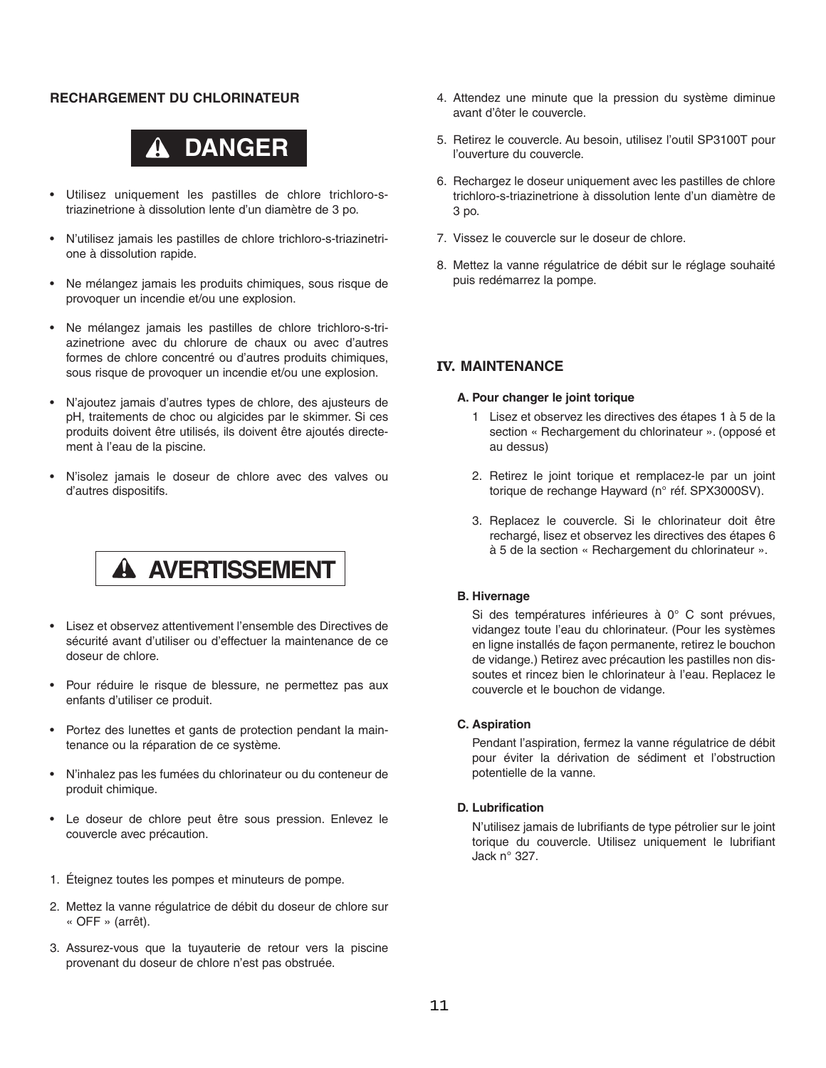### RECHARGEMENT DU CHLORINATEUR

**⚠ DANGER**

- Utilisez uniquement les pastilles de chlore trichloro-s-triazinetrione à dissolution lente d'un diamètre de 3 po.
- N'utilisez jamais les pastilles de chlore trichloro-s-triazinetrione à dissolution rapide.
- Ne mélangez jamais les produits chimiques, sous risque de provoquer un incendie et/ou une explosion.
- Ne mélangez jamais les pastilles de chlore trichloro-s-triazinetrione avec du chlorure de chaux ou avec d'autres formes de chlore concentré ou d'autres produits chimiques, sous risque de provoquer un incendie et/ou une explosion.
- N'ajoutez jamais d'autres types de chlore, des ajusteurs de pH, traitements de choc ou algicides par le skimmer. Si ces produits doivent être utilisés, ils doivent être ajoutés directement à l'eau de la piscine.
- N'isolez jamais le doseur de chlore avec des valves ou d'autres dispositifs.

**⚠ AVERTISSEMENT**

- Lisez et observez attentivement l'ensemble des Directives de sécurité avant d'utiliser ou d'effectuer la maintenance de ce doseur de chlore.
- Pour réduire le risque de blessure, ne permettez pas aux enfants d'utiliser ce produit.
- Portez des lunettes et gants de protection pendant la maintenance ou la réparation de ce système.
- N'inhalez pas les fumées du chlorinateur ou du conteneur de produit chimique.
- Le doseur de chlore peut être sous pression. Enlevez le couvercle avec précaution.

1. Éteignez toutes les pompes et minuteurs de pompe.
2. Mettez la vanne régulatrice de débit du doseur de chlore sur « OFF » (arrêt).
3. Assurez-vous que la tuyauterie de retour vers la piscine provenant du doseur de chlore n'est pas obstruée.
4. Attendez une minute que la pression du système diminue avant d'ôter le couvercle.
5. Retirez le couvercle. Au besoin, utilisez l'outil SP3100T pour l'ouverture du couvercle.
6. Rechargez le doseur uniquement avec les pastilles de chlore trichloro-s-triazinetrione à dissolution lente d'un diamètre de 3 po.
7. Vissez le couvercle sur le doseur de chlore.
8. Mettez la vanne régulatrice de débit sur le réglage souhaité puis redémarrez la pompe.

## IV. MAINTENANCE

### A. Pour changer le joint torique

1 Lisez et observez les directives des étapes 1 à 5 de la section « Rechargement du chlorinateur ». (opposé et au dessus)

2. Retirez le joint torique et remplacez-le par un joint torique de rechange Hayward (n° réf. SPX3000SV).

3. Replacez le couvercle. Si le chlorinateur doit être rechargé, lisez et observez les directives des étapes 6 à 5 de la section « Rechargement du chlorinateur ».

### B. Hivernage

Si des températures inférieures à 0° C sont prévues, vidangez toute l'eau du chlorinateur. (Pour les systèmes en ligne installés de façon permanente, retirez le bouchon de vidange.) Retirez avec précaution les pastilles non dissoutes et rincez bien le chlorinateur à l'eau. Replacez le couvercle et le bouchon de vidange.

### C. Aspiration

Pendant l'aspiration, fermez la vanne régulatrice de débit pour éviter la dérivation de sédiment et l'obstruction potentielle de la vanne.

### D. Lubrification

N'utilisez jamais de lubrifiants de type pétrolier sur le joint torique du couvercle. Utilisez uniquement le lubrifiant Jack n° 327.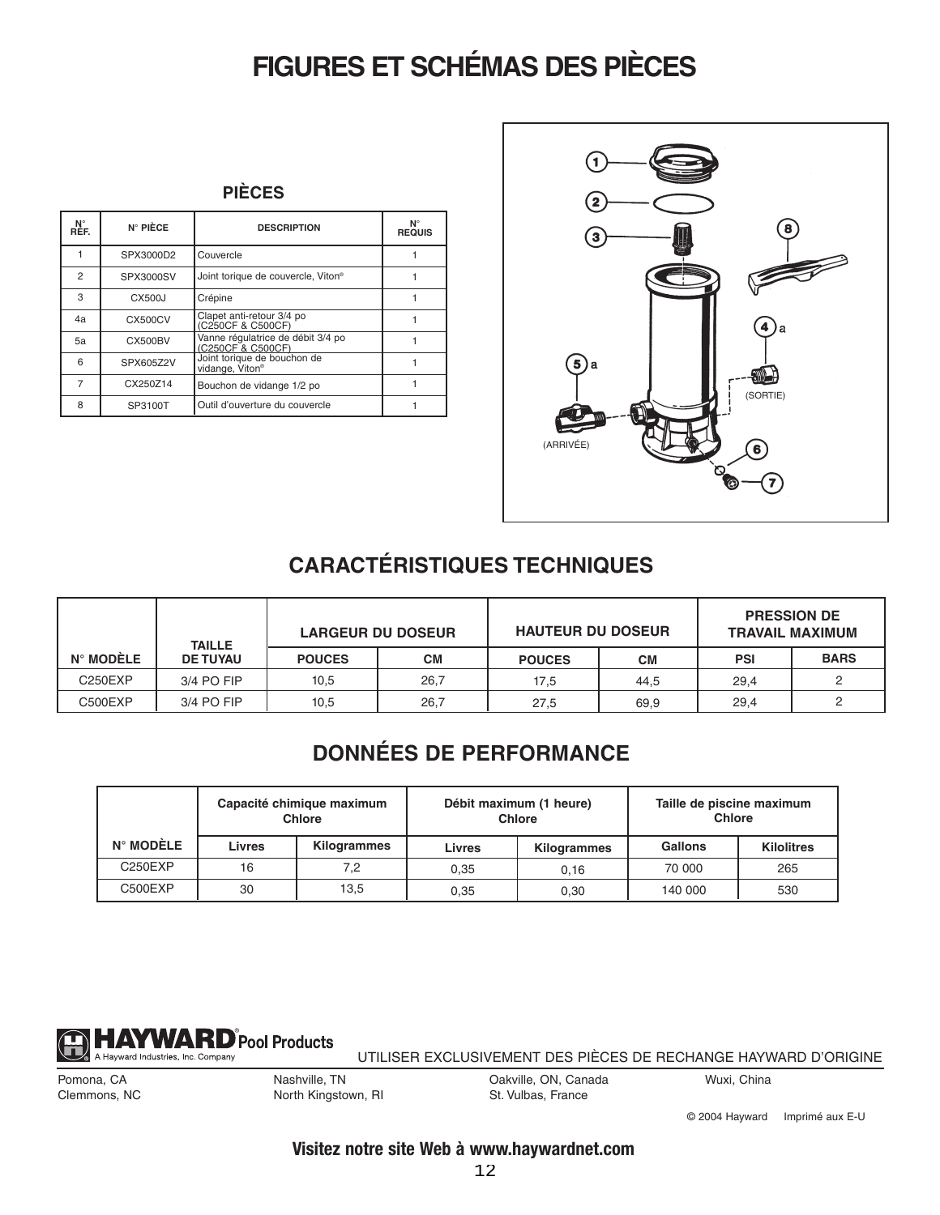# FIGURES ET SCHÉMAS DES PIÈCES

## PIÈCES

| N° RÉF. | N° PIÈCE | DESCRIPTION | N° REQUIS |
|---|---|---|---|
| 1 | SPX3000D2 | Couvercle | 1 |
| 2 | SPX3000SV | Joint torique de couvercle, Viton® | 1 |
| 3 | CX500J | Crépine | 1 |
| 4a | CX500CV | Clapet anti-retour 3/4 po (C250CF & C500CF) | 1 |
| 5a | CX500BV | Vanne régulatrice de débit 3/4 po (C250CF & C500CF) | 1 |
| 6 | SPX605Z2V | Joint torique de bouchon de vidange, Viton® | 1 |
| 7 | CX250Z14 | Bouchon de vidange 1/2 po | 1 |
| 8 | SP3100T | Outil d'ouverture du couvercle | 1 |

(SORTIE)

(ARRIVÉE)

## CARACTÉRISTIQUES TECHNIQUES

| N° MODÈLE | TAILLE DE TUYAU | LARGEUR DU DOSEUR | | HAUTEUR DU DOSEUR | | PRESSION DE TRAVAIL MAXIMUM | |
|---|---|---|---|---|---|---|---|
| | | POUCES | CM | POUCES | CM | PSI | BARS |
| C250EXP | 3/4 PO FIP | 10,5 | 26,7 | 17,5 | 44,5 | 29,4 | 2 |
| C500EXP | 3/4 PO FIP | 10,5 | 26,7 | 27,5 | 69,9 | 29,4 | 2 |

## DONNÉES DE PERFORMANCE

| N° MODÈLE | Capacité chimique maximum Chlore | | Débit maximum (1 heure) Chlore | | Taille de piscine maximum Chlore | |
|---|---|---|---|---|---|---|
| | Livres | Kilogrammes | Livres | Kilogrammes | Gallons | Kilolitres |
| C250EXP | 16 | 7,2 | 0,35 | 0,16 | 70 000 | 265 |
| C500EXP | 30 | 13,5 | 0,35 | 0,30 | 140 000 | 530 |

**HAYWARD® Pool Products**
A Hayward Industries, Inc. Company

UTILISER EXCLUSIVEMENT DES PIÈCES DE RECHANGE HAYWARD D'ORIGINE

Pomona, CA
Clemmons, NC
Nashville, TN
North Kingstown, RI
Oakville, ON, Canada
St. Vulbas, France
Wuxi, China

© 2004 Hayward Imprimé aux E-U

**Visitez notre site Web à www.haywardnet.com**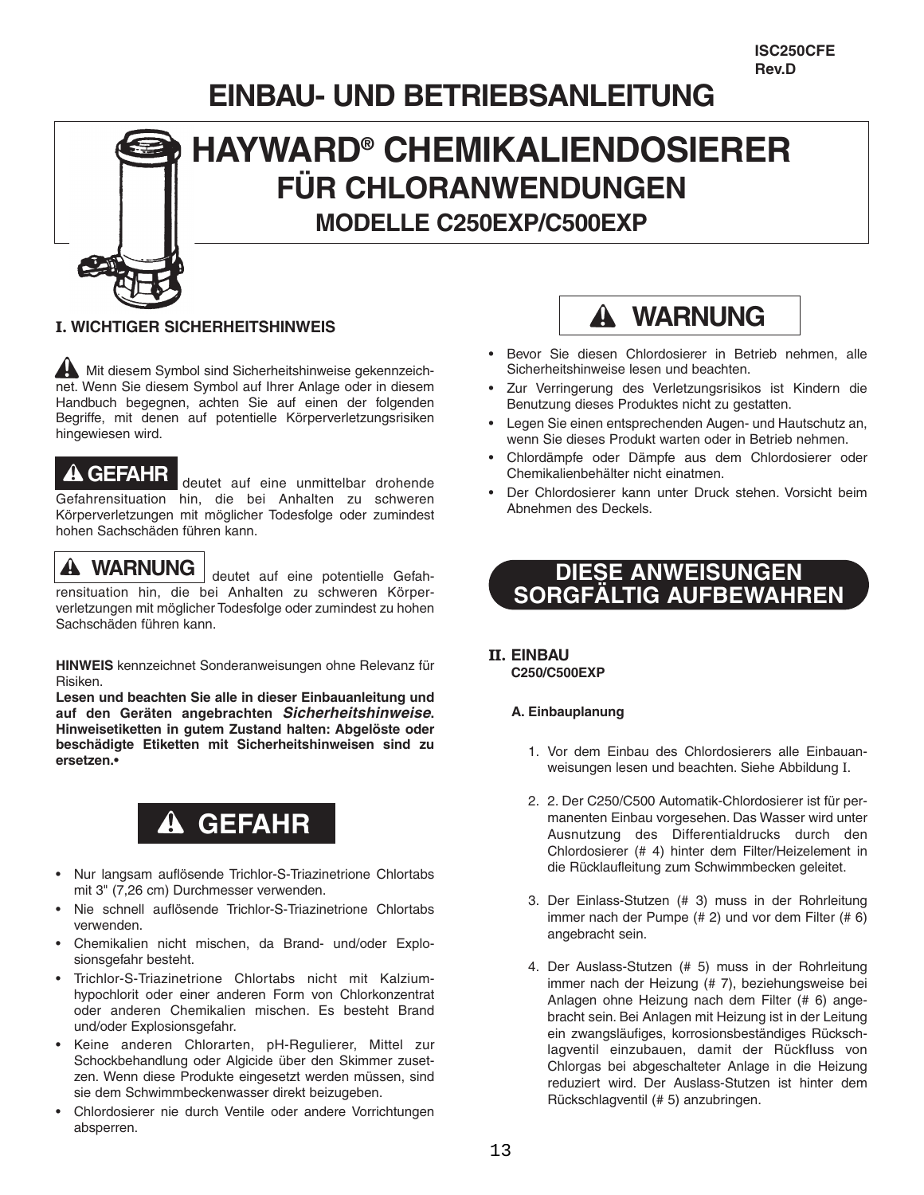ISC250CFE
Rev.D

# EINBAU- UND BETRIEBSANLEITUNG

# HAYWARD® CHEMIKALIENDOSIERER
## FÜR CHLORANWENDUNGEN
## MODELLE C250EXP/C500EXP

### I. WICHTIGER SICHERHEITSHINWEIS

⚠ Mit diesem Symbol sind Sicherheitshinweise gekennzeichnet. Wenn Sie diesem Symbol auf Ihrer Anlage oder in diesem Handbuch begegnen, achten Sie auf einen der folgenden Begriffe, mit denen auf potentielle Körperverletzungsrisiken hingewiesen wird.

**⚠ GEFAHR** deutet auf eine unmittelbar drohende Gefahrensituation hin, die bei Anhalten zu schweren Körperverletzungen mit möglicher Todesfolge oder zumindest hohen Sachschäden führen kann.

**⚠ WARNUNG** deutet auf eine potentielle Gefahrensituation hin, die bei Anhalten zu schweren Körperverletzungen mit möglicher Todesfolge oder zumindest zu hohen Sachschäden führen kann.

**HINWEIS** kennzeichnet Sonderanweisungen ohne Relevanz für Risiken.

**Lesen und beachten Sie alle in dieser Einbauanleitung und auf den Geräten angebrachten *Sicherheitshinweise*. Hinweisetiketten in gutem Zustand halten: Abgelöste oder beschädigte Etiketten mit Sicherheitshinweisen sind zu ersetzen.•**

**⚠ GEFAHR**

- Nur langsam auflösende Trichlor-S-Triazinetrione Chlortabs mit 3" (7,26 cm) Durchmesser verwenden.
- Nie schnell auflösende Trichlor-S-Triazinetrione Chlortabs verwenden.
- Chemikalien nicht mischen, da Brand- und/oder Explosionsgefahr besteht.
- Trichlor-S-Triazinetrione Chlortabs nicht mit Kalziumhypochlorit oder einer anderen Form von Chlorkonzentrat oder anderen Chemikalien mischen. Es besteht Brand und/oder Explosionsgefahr.
- Keine anderen Chlorarten, pH-Regulierer, Mittel zur Schockbehandlung oder Algicide über den Skimmer zusetzen. Wenn diese Produkte eingesetzt werden müssen, sind sie dem Schwimmbeckenwasser direkt beizugeben.
- Chlordosierer nie durch Ventile oder andere Vorrichtungen absperren.

**⚠ WARNUNG**

- Bevor Sie diesen Chlordosierer in Betrieb nehmen, alle Sicherheitshinweise lesen und beachten.
- Zur Verringerung des Verletzungsrisikos ist Kindern die Benutzung dieses Produktes nicht zu gestatten.
- Legen Sie einen entsprechenden Augen- und Hautschutz an, wenn Sie dieses Produkt warten oder in Betrieb nehmen.
- Chlordämpfe oder Dämpfe aus dem Chlordosierer oder Chemikalienbehälter nicht einatmen.
- Der Chlordosierer kann unter Druck stehen. Vorsicht beim Abnehmen des Deckels.

**DIESE ANWEISUNGEN SORGFÄLTIG AUFBEWAHREN**

### II. EINBAU
**C250/C500EXP**

#### A. Einbauplanung

1. Vor dem Einbau des Chlordosierers alle Einbauanweisungen lesen und beachten. Siehe Abbildung I.
2. 2. Der C250/C500 Automatik-Chlordosierer ist für permanenten Einbau vorgesehen. Das Wasser wird unter Ausnutzung des Differentialdrucks durch den Chlordosierer (# 4) hinter dem Filter/Heizelement in die Rücklaufleitung zum Schwimmbecken geleitet.
3. Der Einlass-Stutzen (# 3) muss in der Rohrleitung immer nach der Pumpe (# 2) und vor dem Filter (# 6) angebracht sein.
4. Der Auslass-Stutzen (# 5) muss in der Rohrleitung immer nach der Heizung (# 7), beziehungsweise bei Anlagen ohne Heizung nach dem Filter (# 6) angebracht sein. Bei Anlagen mit Heizung ist in der Leitung ein zwangsläufiges, korrosionsbeständiges Rückschlagventil einzubauen, damit der Rückfluss von Chlorgas bei abgeschalteter Anlage in die Heizung reduziert wird. Der Auslass-Stutzen ist hinter dem Rückschlagventil (# 5) anzubringen.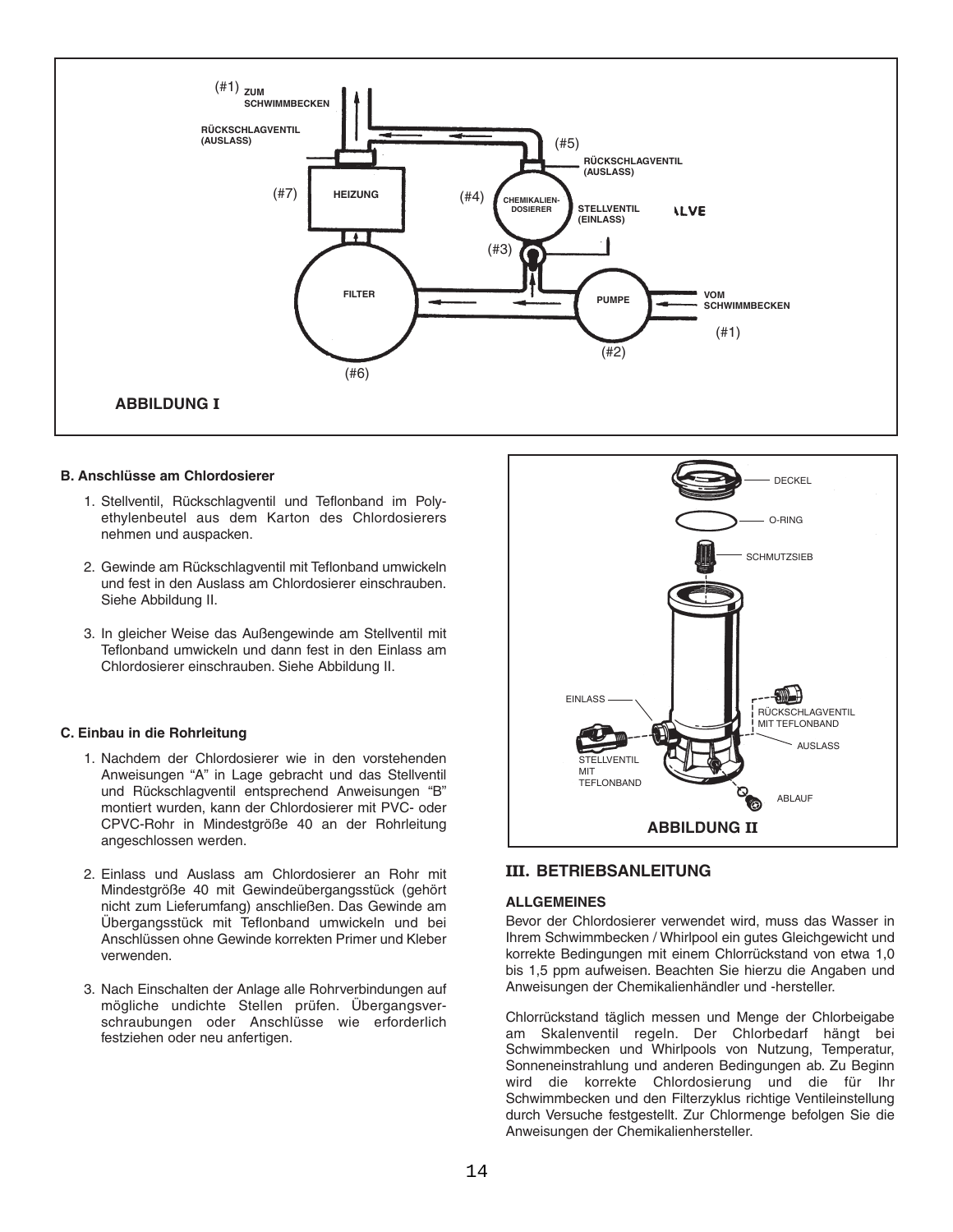(#1) ZUM SCHWIMMBECKEN

RÜCKSCHLAGVENTIL (AUSLASS)

(#5) RÜCKSCHLAGVENTIL (AUSLASS)

(#7) HEIZUNG

(#4) CHEMIKALIEN-DOSIERER

STELLVENTIL (EINLASS)

(#3)

FILTER

PUMPE

VOM SCHWIMMBECKEN

(#1)

(#2)

(#6)

**ABBILDUNG I**

**B. Anschlüsse am Chlordosierer**

1. Stellventil, Rückschlagventil und Teflonband im Polyethylenbeutel aus dem Karton des Chlordosierers nehmen und auspacken.

2. Gewinde am Rückschlagventil mit Teflonband umwickeln und fest in den Auslass am Chlordosierer einschrauben. Siehe Abbildung II.

3. In gleicher Weise das Außengewinde am Stellventil mit Teflonband umwickeln und dann fest in den Einlass am Chlordosierer einschrauben. Siehe Abbildung II.

**C. Einbau in die Rohrleitung**

1. Nachdem der Chlordosierer wie in den vorstehenden Anweisungen "A" in Lage gebracht und das Stellventil und Rückschlagventil entsprechend Anweisungen "B" montiert wurden, kann der Chlordosierer mit PVC- oder CPVC-Rohr in Mindestgröße 40 an der Rohrleitung angeschlossen werden.

2. Einlass und Auslass am Chlordosierer an Rohr mit Mindestgröße 40 mit Gewindeübergangsstück (gehört nicht zum Lieferumfang) anschließen. Das Gewinde am Übergangsstück mit Teflonband umwickeln und bei Anschlüssen ohne Gewinde korrekten Primer und Kleber verwenden.

3. Nach Einschalten der Anlage alle Rohrverbindungen auf mögliche undichte Stellen prüfen. Übergangsverschraubungen oder Anschlüsse wie erforderlich festziehen oder neu anfertigen.

DECKEL

O-RING

SCHMUTZSIEB

EINLASS

RÜCKSCHLAGVENTIL MIT TEFLONBAND

AUSLASS

STELLVENTIL MIT TEFLONBAND

ABLAUF

**ABBILDUNG II**

## III. BETRIEBSANLEITUNG

### ALLGEMEINES

Bevor der Chlordosierer verwendet wird, muss das Wasser in Ihrem Schwimmbecken / Whirlpool ein gutes Gleichgewicht und korrekte Bedingungen mit einem Chlorrückstand von etwa 1,0 bis 1,5 ppm aufweisen. Beachten Sie hierzu die Angaben und Anweisungen der Chemikalienhändler und -hersteller.

Chlorrückstand täglich messen und Menge der Chlorbeigabe am Skalenventil regeln. Der Chlorbedarf hängt bei Schwimmbecken und Whirlpools von Nutzung, Temperatur, Sonneneinstrahlung und anderen Bedingungen ab. Zu Beginn wird die korrekte Chlordosierung und die für Ihr Schwimmbecken und den Filterzyklus richtige Ventileinstellung durch Versuche festgestellt. Zur Chlormenge befolgen Sie die Anweisungen der Chemikalienhersteller.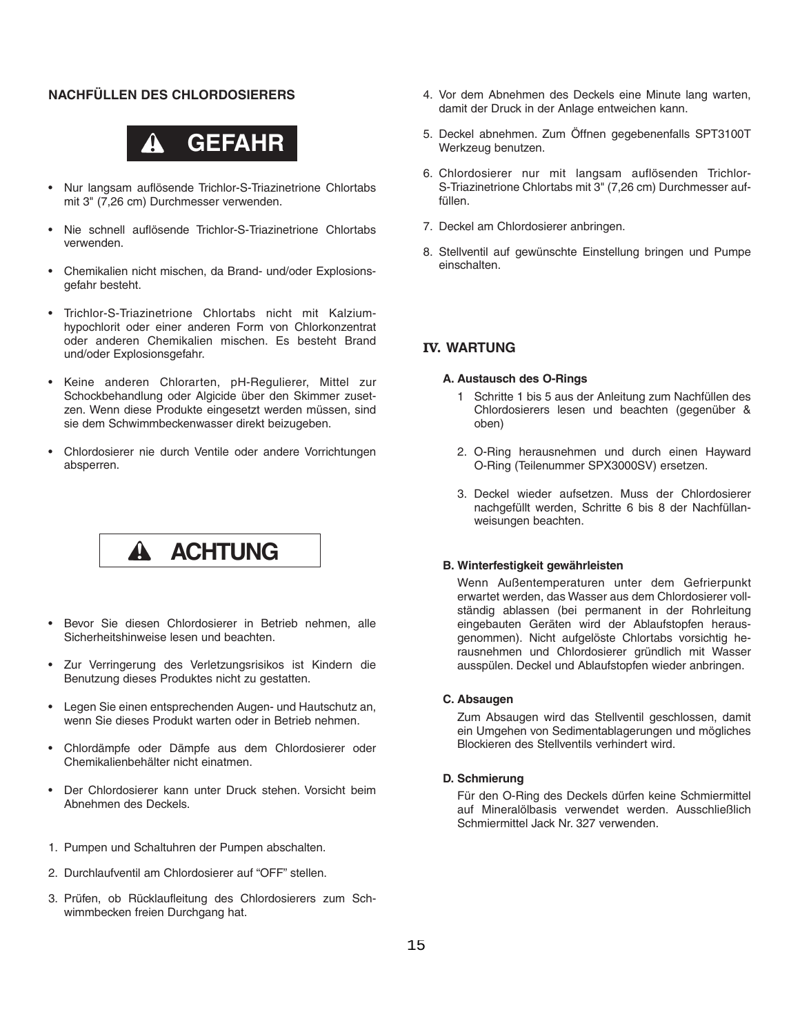## NACHFÜLLEN DES CHLORDOSIERERS

**⚠ GEFAHR**

- Nur langsam auflösende Trichlor-S-Triazinetrione Chlortabs mit 3" (7,26 cm) Durchmesser verwenden.
- Nie schnell auflösende Trichlor-S-Triazinetrione Chlortabs verwenden.
- Chemikalien nicht mischen, da Brand- und/oder Explosionsgefahr besteht.
- Trichlor-S-Triazinetrione Chlortabs nicht mit Kalziumhypochlorit oder einer anderen Form von Chlorkonzentrat oder anderen Chemikalien mischen. Es besteht Brand und/oder Explosionsgefahr.
- Keine anderen Chlorarten, pH-Regulierer, Mittel zur Schockbehandlung oder Algicide über den Skimmer zusetzen. Wenn diese Produkte eingesetzt werden müssen, sind sie dem Schwimmbeckenwasser direkt beizugeben.
- Chlordosierer nie durch Ventile oder andere Vorrichtungen absperren.

**⚠ ACHTUNG**

- Bevor Sie diesen Chlordosierer in Betrieb nehmen, alle Sicherheitshinweise lesen und beachten.
- Zur Verringerung des Verletzungsrisikos ist Kindern die Benutzung dieses Produktes nicht zu gestatten.
- Legen Sie einen entsprechenden Augen- und Hautschutz an, wenn Sie dieses Produkt warten oder in Betrieb nehmen.
- Chlordämpfe oder Dämpfe aus dem Chlordosierer oder Chemikalienbehälter nicht einatmen.
- Der Chlordosierer kann unter Druck stehen. Vorsicht beim Abnehmen des Deckels.

1. Pumpen und Schaltuhren der Pumpen abschalten.
2. Durchlaufventil am Chlordosierer auf “OFF” stellen.
3. Prüfen, ob Rücklaufleitung des Chlordosierers zum Schwimmbecken freien Durchgang hat.
4. Vor dem Abnehmen des Deckels eine Minute lang warten, damit der Druck in der Anlage entweichen kann.
5. Deckel abnehmen. Zum Öffnen gegebenenfalls SPT3100T Werkzeug benutzen.
6. Chlordosierer nur mit langsam auflösenden Trichlor-S-Triazinetrione Chlortabs mit 3" (7,26 cm) Durchmesser auffüllen.
7. Deckel am Chlordosierer anbringen.
8. Stellventil auf gewünschte Einstellung bringen und Pumpe einschalten.

## IV. WARTUNG

### A. Austausch des O-Rings

1. Schritte 1 bis 5 aus der Anleitung zum Nachfüllen des Chlordosierers lesen und beachten (gegenüber & oben)
2. O-Ring herausnehmen und durch einen Hayward O-Ring (Teilenummer SPX3000SV) ersetzen.
3. Deckel wieder aufsetzen. Muss der Chlordosierer nachgefüllt werden, Schritte 6 bis 8 der Nachfüllanweisungen beachten.

### B. Winterfestigkeit gewährleisten

Wenn Außentemperaturen unter dem Gefrierpunkt erwartet werden, das Wasser aus dem Chlordosierer vollständig ablassen (bei permanent in der Rohrleitung eingebauten Geräten wird der Ablaufstopfen herausgenommen). Nicht aufgelöste Chlortabs vorsichtig herausnehmen und Chlordosierer gründlich mit Wasser ausspülen. Deckel und Ablaufstopfen wieder anbringen.

### C. Absaugen

Zum Absaugen wird das Stellventil geschlossen, damit ein Umgehen von Sedimentablagerungen und mögliches Blockieren des Stellventils verhindert wird.

### D. Schmierung

Für den O-Ring des Deckels dürfen keine Schmiermittel auf Mineralölbasis verwendet werden. Ausschließlich Schmiermittel Jack Nr. 327 verwenden.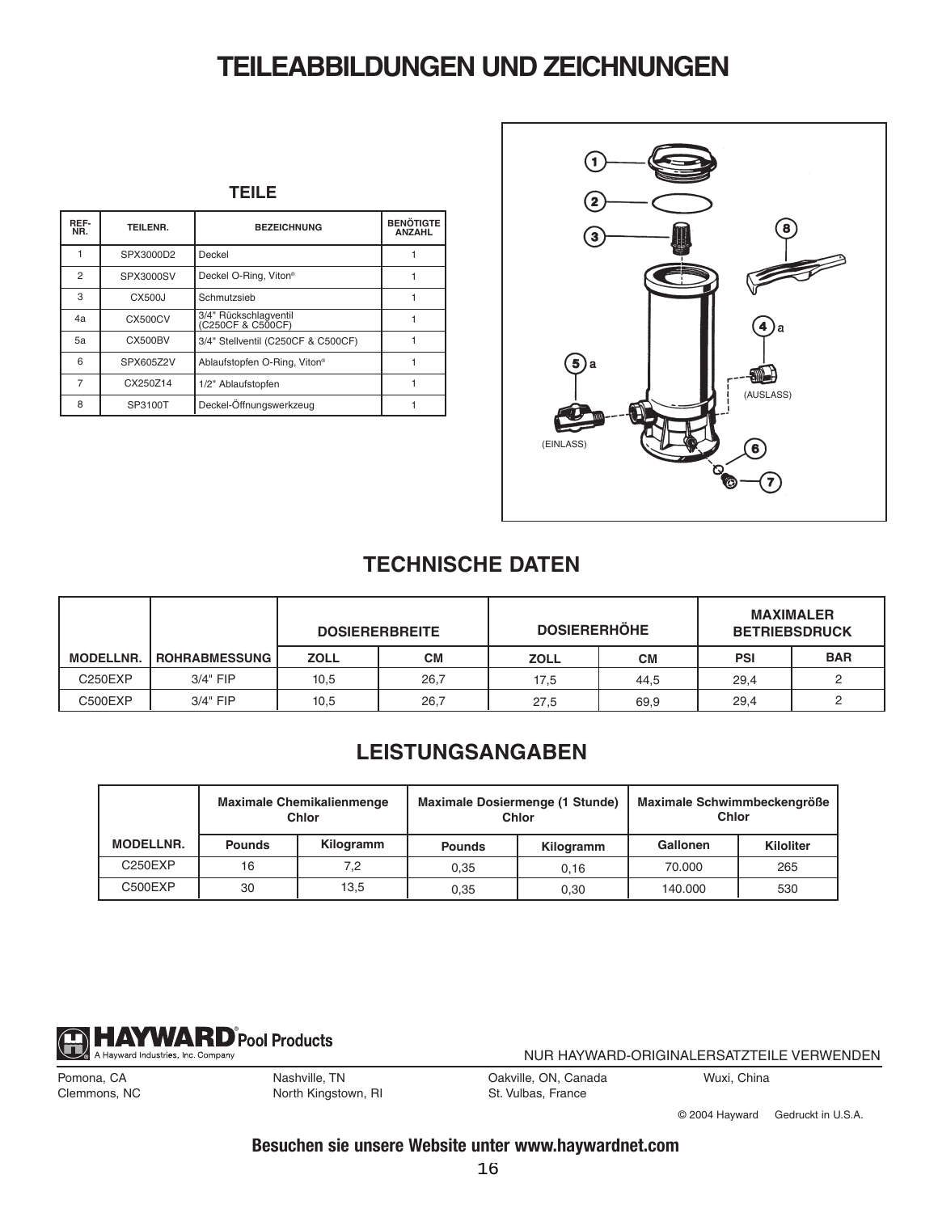# TEILEABBILDUNGEN UND ZEICHNUNGEN

## TEILE

| REF-NR. | TEILENR. | BEZEICHNUNG | BENÖTIGTE ANZAHL |
|---|---|---|---|
| 1 | SPX3000D2 | Deckel | 1 |
| 2 | SPX3000SV | Deckel O-Ring, Viton® | 1 |
| 3 | CX500J | Schmutzsieb | 1 |
| 4a | CX500CV | 3/4" Rückschlagventil (C250CF & C500CF) | 1 |
| 5a | CX500BV | 3/4" Stellventil (C250CF & C500CF) | 1 |
| 6 | SPX605Z2V | Ablaufstopfen O-Ring, Viton® | 1 |
| 7 | CX250Z14 | 1/2" Ablaufstopfen | 1 |
| 8 | SP3100T | Deckel-Öffnungswerkzeug | 1 |

(AUSLASS)

(EINLASS)

## TECHNISCHE DATEN

| | | DOSIERERBREITE | | DOSIERERHÖHE | | MAXIMALER BETRIEBSDRUCK | |
|---|---|---|---|---|---|---|---|
| MODELLNR. | ROHRABMESSUNG | ZOLL | CM | ZOLL | CM | PSI | BAR |
| C250EXP | 3/4" FIP | 10,5 | 26,7 | 17,5 | 44,5 | 29,4 | 2 |
| C500EXP | 3/4" FIP | 10,5 | 26,7 | 27,5 | 69,9 | 29,4 | 2 |

## LEISTUNGSANGABEN

| | Maximale Chemikalienmenge Chlor | | Maximale Dosiermenge (1 Stunde) Chlor | | Maximale Schwimmbeckengröße Chlor | |
|---|---|---|---|---|---|---|
| MODELLNR. | Pounds | Kilogramm | Pounds | Kilogramm | Gallonen | Kiloliter |
| C250EXP | 16 | 7,2 | 0,35 | 0,16 | 70.000 | 265 |
| C500EXP | 30 | 13,5 | 0,35 | 0,30 | 140.000 | 530 |

HAYWARD® Pool Products
A Hayward Industries, Inc. Company

NUR HAYWARD-ORIGINALERSATZTEILE VERWENDEN

Pomona, CA
Clemmons, NC
Nashville, TN
North Kingstown, RI
Oakville, ON, Canada
St. Vulbas, France
Wuxi, China

© 2004 Hayward Gedruckt in U.S.A.

**Besuchen sie unsere Website unter www.haywardnet.com**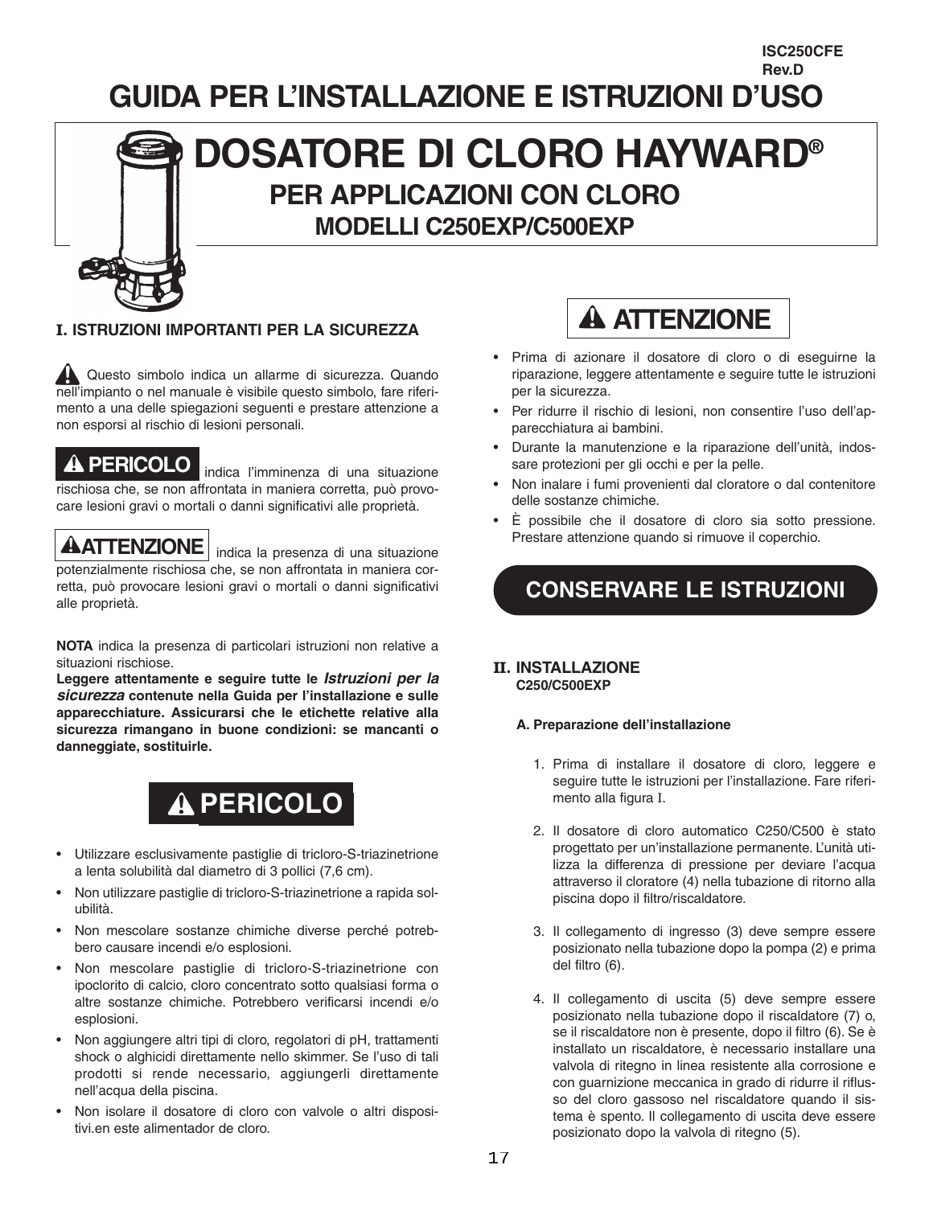ISC250CFE
Rev.D

# GUIDA PER L'INSTALLAZIONE E ISTRUZIONI D'USO

# DOSATORE DI CLORO HAYWARD®

## PER APPLICAZIONI CON CLORO

## MODELLI C250EXP/C500EXP

### I. ISTRUZIONI IMPORTANTI PER LA SICUREZZA

⚠ Questo simbolo indica un allarme di sicurezza. Quando nell'impianto o nel manuale è visibile questo simbolo, fare riferimento a una delle spiegazioni seguenti e prestare attenzione a non esporsi al rischio di lesioni personali.

**⚠ PERICOLO** indica l'imminenza di una situazione rischiosa che, se non affrontata in maniera corretta, può provocare lesioni gravi o mortali o danni significativi alle proprietà.

**⚠ATTENZIONE** indica la presenza di una situazione potenzialmente rischiosa che, se non affrontata in maniera corretta, può provocare lesioni gravi o mortali o danni significativi alle proprietà.

**NOTA** indica la presenza di particolari istruzioni non relative a situazioni rischiose.

**Leggere attentamente e seguire tutte le *Istruzioni per la sicurezza* contenute nella Guida per l'installazione e sulle apparecchiature. Assicurarsi che le etichette relative alla sicurezza rimangano in buone condizioni: se mancanti o danneggiate, sostituirle.**

## ⚠ PERICOLO

- Utilizzare esclusivamente pastiglie di tricloro-S-triazinetrione a lenta solubilità dal diametro di 3 pollici (7,6 cm).
- Non utilizzare pastiglie di tricloro-S-triazinetrione a rapida solubilità.
- Non mescolare sostanze chimiche diverse perché potrebbero causare incendi e/o esplosioni.
- Non mescolare pastiglie di tricloro-S-triazinetrione con ipoclorito di calcio, cloro concentrato sotto qualsiasi forma o altre sostanze chimiche. Potrebbero verificarsi incendi e/o esplosioni.
- Non aggiungere altri tipi di cloro, regolatori di pH, trattamenti shock o alghicidi direttamente nello skimmer. Se l'uso di tali prodotti si rende necessario, aggiungerli direttamente nell'acqua della piscina.
- Non isolare il dosatore di cloro con valvole o altri dispositivi.en este alimentador de cloro.

## ⚠ ATTENZIONE

- Prima di azionare il dosatore di cloro o di eseguirne la riparazione, leggere attentamente e seguire tutte le istruzioni per la sicurezza.
- Per ridurre il rischio di lesioni, non consentire l'uso dell'apparecchiatura ai bambini.
- Durante la manutenzione e la riparazione dell'unità, indossare protezioni per gli occhi e per la pelle.
- Non inalare i fumi provenienti dal cloratore o dal contenitore delle sostanze chimiche.
- È possibile che il dosatore di cloro sia sotto pressione. Prestare attenzione quando si rimuove il coperchio.

## CONSERVARE LE ISTRUZIONI

### II. INSTALLAZIONE
**C250/C500EXP**

#### A. Preparazione dell'installazione

1. Prima di installare il dosatore di cloro, leggere e seguire tutte le istruzioni per l'installazione. Fare riferimento alla figura I.

2. Il dosatore di cloro automatico C250/C500 è stato progettato per un'installazione permanente. L'unità utilizza la differenza di pressione per deviare l'acqua attraverso il cloratore (4) nella tubazione di ritorno alla piscina dopo il filtro/riscaldatore.

3. Il collegamento di ingresso (3) deve sempre essere posizionato nella tubazione dopo la pompa (2) e prima del filtro (6).

4. Il collegamento di uscita (5) deve sempre essere posizionato nella tubazione dopo il riscaldatore (7) o, se il riscaldatore non è presente, dopo il filtro (6). Se è installato un riscaldatore, è necessario installare una valvola di ritegno in linea resistente alla corrosione e con guarnizione meccanica in grado di ridurre il riflusso del cloro gassoso nel riscaldatore quando il sistema è spento. Il collegamento di uscita deve essere posizionato dopo la valvola di ritegno (5).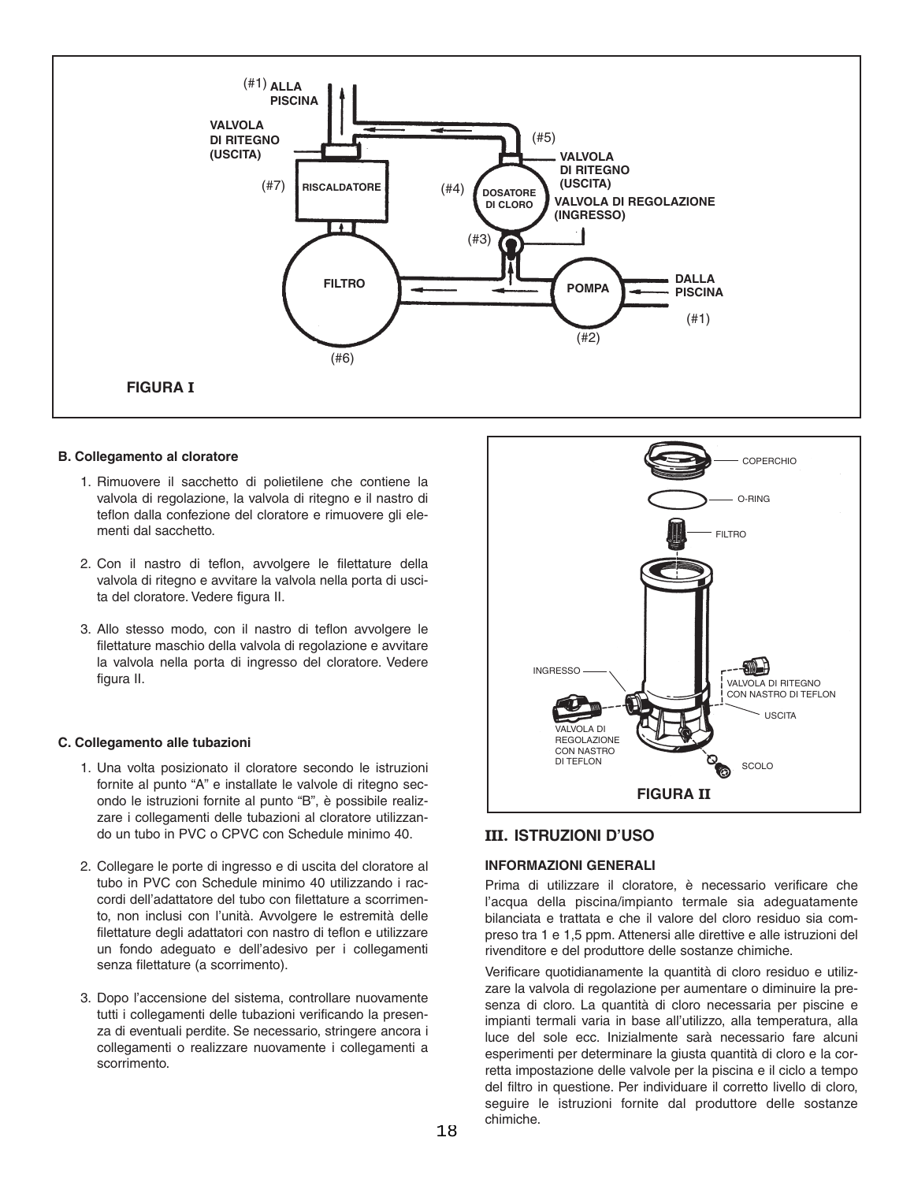**FIGURA I**

**B. Collegamento al cloratore**

1. Rimuovere il sacchetto di polietilene che contiene la valvola di regolazione, la valvola di ritegno e il nastro di teflon dalla confezione del cloratore e rimuovere gli elementi dal sacchetto.

2. Con il nastro di teflon, avvolgere le filettature della valvola di ritegno e avvitare la valvola nella porta di uscita del cloratore. Vedere figura II.

3. Allo stesso modo, con il nastro di teflon avvolgere le filettature maschio della valvola di regolazione e avvitare la valvola nella porta di ingresso del cloratore. Vedere figura II.

**C. Collegamento alle tubazioni**

1. Una volta posizionato il cloratore secondo le istruzioni fornite al punto "A" e installate le valvole di ritegno secondo le istruzioni fornite al punto "B", è possibile realizzare i collegamenti delle tubazioni al cloratore utilizzando un tubo in PVC o CPVC con Schedule minimo 40.

2. Collegare le porte di ingresso e di uscita del cloratore al tubo in PVC con Schedule minimo 40 utilizzando i raccordi dell'adattatore del tubo con filettature a scorrimento, non inclusi con l'unità. Avvolgere le estremità delle filettature degli adattatori con nastro di teflon e utilizzare un fondo adeguato e dell'adesivo per i collegamenti senza filettature (a scorrimento).

3. Dopo l'accensione del sistema, controllare nuovamente tutti i collegamenti delle tubazioni verificando la presenza di eventuali perdite. Se necessario, stringere ancora i collegamenti o realizzare nuovamente i collegamenti a scorrimento.

**FIGURA II**

## III. ISTRUZIONI D'USO

### INFORMAZIONI GENERALI

Prima di utilizzare il cloratore, è necessario verificare che l'acqua della piscina/impianto termale sia adeguatamente bilanciata e trattata e che il valore del cloro residuo sia compreso tra 1 e 1,5 ppm. Attenersi alle direttive e alle istruzioni del rivenditore e del produttore delle sostanze chimiche.

Verificare quotidianamente la quantità di cloro residuo e utilizzare la valvola di regolazione per aumentare o diminuire la presenza di cloro. La quantità di cloro necessaria per piscine e impianti termali varia in base all'utilizzo, alla temperatura, alla luce del sole ecc. Inizialmente sarà necessario fare alcuni esperimenti per determinare la giusta quantità di cloro e la corretta impostazione delle valvole per la piscina e il ciclo a tempo del filtro in questione. Per individuare il corretto livello di cloro, seguire le istruzioni fornite dal produttore delle sostanze chimiche.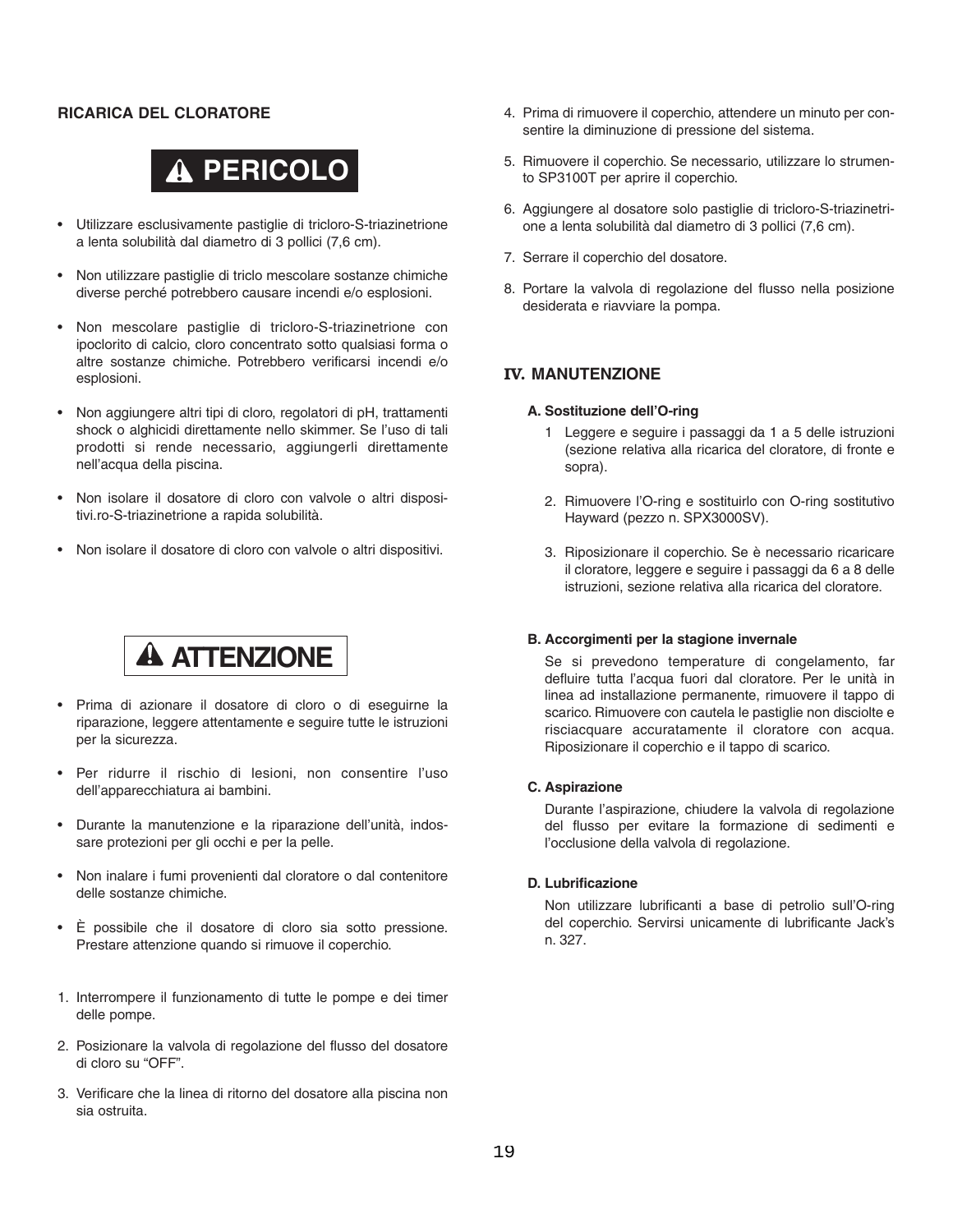## RICARICA DEL CLORATORE

**⚠ PERICOLO**

- Utilizzare esclusivamente pastiglie di tricloro-S-triazinetrione a lenta solubilità dal diametro di 3 pollici (7,6 cm).
- Non utilizzare pastiglie di triclo mescolare sostanze chimiche diverse perché potrebbero causare incendi e/o esplosioni.
- Non mescolare pastiglie di tricloro-S-triazinetrione con ipoclorito di calcio, cloro concentrato sotto qualsiasi forma o altre sostanze chimiche. Potrebbero verificarsi incendi e/o esplosioni.
- Non aggiungere altri tipi di cloro, regolatori di pH, trattamenti shock o alghicidi direttamente nello skimmer. Se l'uso di tali prodotti si rende necessario, aggiungerli direttamente nell'acqua della piscina.
- Non isolare il dosatore di cloro con valvole o altri dispositivi.ro-S-triazinetrione a rapida solubilità.
- Non isolare il dosatore di cloro con valvole o altri dispositivi.

**⚠ ATTENZIONE**

- Prima di azionare il dosatore di cloro o di eseguirne la riparazione, leggere attentamente e seguire tutte le istruzioni per la sicurezza.
- Per ridurre il rischio di lesioni, non consentire l'uso dell'apparecchiatura ai bambini.
- Durante la manutenzione e la riparazione dell'unità, indossare protezioni per gli occhi e per la pelle.
- Non inalare i fumi provenienti dal cloratore o dal contenitore delle sostanze chimiche.
- È possibile che il dosatore di cloro sia sotto pressione. Prestare attenzione quando si rimuove il coperchio.

1. Interrompere il funzionamento di tutte le pompe e dei timer delle pompe.
2. Posizionare la valvola di regolazione del flusso del dosatore di cloro su "OFF".
3. Verificare che la linea di ritorno del dosatore alla piscina non sia ostruita.
4. Prima di rimuovere il coperchio, attendere un minuto per consentire la diminuzione di pressione del sistema.
5. Rimuovere il coperchio. Se necessario, utilizzare lo strumento SP3100T per aprire il coperchio.
6. Aggiungere al dosatore solo pastiglie di tricloro-S-triazinetrione a lenta solubilità dal diametro di 3 pollici (7,6 cm).
7. Serrare il coperchio del dosatore.
8. Portare la valvola di regolazione del flusso nella posizione desiderata e riavviare la pompa.

## IV. MANUTENZIONE

### A. Sostituzione dell'O-ring

1 Leggere e seguire i passaggi da 1 a 5 delle istruzioni (sezione relativa alla ricarica del cloratore, di fronte e sopra).

2. Rimuovere l'O-ring e sostituirlo con O-ring sostitutivo Hayward (pezzo n. SPX3000SV).

3. Riposizionare il coperchio. Se è necessario ricaricare il cloratore, leggere e seguire i passaggi da 6 a 8 delle istruzioni, sezione relativa alla ricarica del cloratore.

### B. Accorgimenti per la stagione invernale

Se si prevedono temperature di congelamento, far defluire tutta l'acqua fuori dal cloratore. Per le unità in linea ad installazione permanente, rimuovere il tappo di scarico. Rimuovere con cautela le pastiglie non disciolte e risciacquare accuratamente il cloratore con acqua. Riposizionare il coperchio e il tappo di scarico.

### C. Aspirazione

Durante l'aspirazione, chiudere la valvola di regolazione del flusso per evitare la formazione di sedimenti e l'occlusione della valvola di regolazione.

### D. Lubrificazione

Non utilizzare lubrificanti a base di petrolio sull'O-ring del coperchio. Servirsi unicamente di lubrificante Jack's n. 327.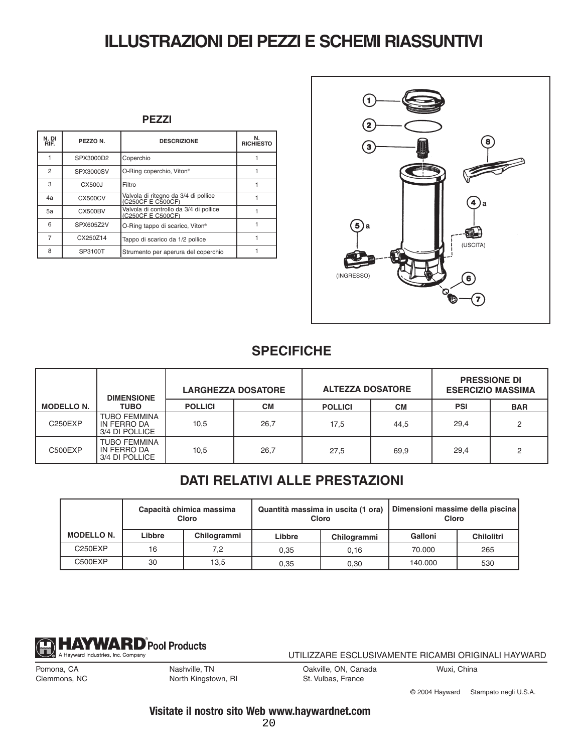# ILLUSTRAZIONI DEI PEZZI E SCHEMI RIASSUNTIVI

## PEZZI

| N. DI RIF. | PEZZO N. | DESCRIZIONE | N. RICHIESTO |
|---|---|---|---|
| 1 | SPX3000D2 | Coperchio | 1 |
| 2 | SPX3000SV | O-Ring coperchio, Viton® | 1 |
| 3 | CX500J | Filtro | 1 |
| 4a | CX500CV | Valvola di ritegno da 3/4 di pollice (C250CF E C500CF) | 1 |
| 5a | CX500BV | Valvola di controllo da 3/4 di pollice (C250CF E C500CF) | 1 |
| 6 | SPX605Z2V | O-Ring tappo di scarico, Viton® | 1 |
| 7 | CX250Z14 | Tappo di scarico da 1/2 pollice | 1 |
| 8 | SP3100T | Strumento per aperura del coperchio | 1 |

(USCITA)

(INGRESSO)

## SPECIFICHE

| MODELLO N. | DIMENSIONE TUBO | LARGHEZZA DOSATORE | | ALTEZZA DOSATORE | | PRESSIONE DI ESERCIZIO MASSIMA | |
|---|---|---|---|---|---|---|---|
| | | POLLICI | CM | POLLICI | CM | PSI | BAR |
| C250EXP | TUBO FEMMINA IN FERRO DA 3/4 DI POLLICE | 10,5 | 26,7 | 17,5 | 44,5 | 29,4 | 2 |
| C500EXP | TUBO FEMMINA IN FERRO DA 3/4 DI POLLICE | 10,5 | 26,7 | 27,5 | 69,9 | 29,4 | 2 |

## DATI RELATIVI ALLE PRESTAZIONI

| MODELLO N. | Capacità chimica massima Cloro | | Quantità massima in uscita (1 ora) Cloro | | Dimensioni massime della piscina Cloro | |
|---|---|---|---|---|---|---|
| | Libbre | Chilogrammi | Libbre | Chilogrammi | Galloni | Chilolitri |
| C250EXP | 16 | 7,2 | 0,35 | 0,16 | 70.000 | 265 |
| C500EXP | 30 | 13,5 | 0,35 | 0,30 | 140.000 | 530 |

**HAYWARD® Pool Products**
A Hayward Industries, Inc. Company

UTILIZZARE ESCLUSIVAMENTE RICAMBI ORIGINALI HAYWARD

Pomona, CA
Clemmons, NC
Nashville, TN
North Kingstown, RI
Oakville, ON, Canada
St. Vulbas, France
Wuxi, China

© 2004 Hayward Stampato negli U.S.A.

**Visitate il nostro sito Web www.haywardnet.com**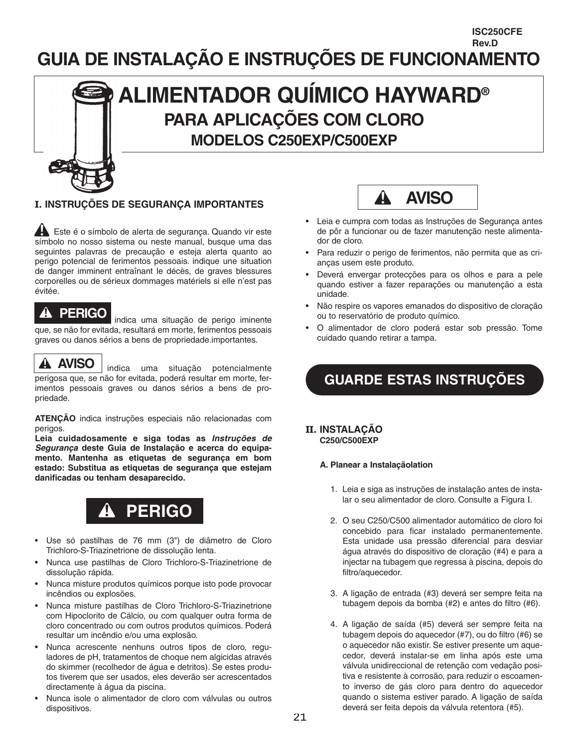ISC250CFE
Rev.D

# GUIA DE INSTALAÇÃO E INSTRUÇÕES DE FUNCIONAMENTO

# ALIMENTADOR QUÍMICO HAYWARD®

## PARA APLICAÇÕES COM CLORO

## MODELOS C250EXP/C500EXP

### I. INSTRUÇÕES DE SEGURANÇA IMPORTANTES

⚠ Este é o símbolo de alerta de segurança. Quando vir este símbolo no nosso sistema ou neste manual, busque uma das seguintes palavras de precaução e esteja alerta quanto ao perigo potencial de ferimentos pessoais. indique une situation de danger imminent entraînant le décès, de graves blessures corporelles ou de sérieux dommages matériels si elle n'est pas évitée.

**⚠ PERIGO** indica uma situação de perigo iminente que, se não for evitada, resultará em morte, ferimentos pessoais graves ou danos sérios a bens de propriedade.importantes.

**⚠ AVISO** indica uma situação potencialmente perigosa que, se não for evitada, poderá resultar em morte, ferimentos pessoais graves ou danos sérios a bens de propriedade.

**ATENÇÃO** indica instruções especiais não relacionadas com perigos.

**Leia cuidadosamente e siga todas as *Instruções de Segurança* deste Guia de Instalação e acerca do equipamento. Mantenha as etiquetas de segurança em bom estado: Substitua as etiquetas de segurança que estejam danificadas ou tenham desaparecido.**

## ⚠ PERIGO

- Use só pastilhas de 76 mm (3") de diâmetro de Cloro Trichloro-S-Triazinetrione de dissolução lenta.
- Nunca use pastilhas de Cloro Trichloro-S-Triazinetrione de dissolução rápida.
- Nunca misture produtos químicos porque isto pode provocar incêndios ou explosões.
- Nunca misture pastilhas de Cloro Trichloro-S-Triazinetrione com Hipoclorito de Cálcio, ou com qualquer outra forma de cloro concentrado ou com outros produtos químicos. Poderá resultar um incêndio e/ou uma explosão.
- Nunca acrescente nenhuns outros tipos de cloro, reguladores de pH, tratamentos de choque nem algicidas através do skimmer (recolhedor de água e detritos). Se estes produtos tiverem que ser usados, eles deverão ser acrescentados directamente à água da piscina.
- Nunca isole o alimentador de cloro com válvulas ou outros dispositivos.

## ⚠ AVISO

- Leia e cumpra com todas as Instruções de Segurança antes de pôr a funcionar ou de fazer manutenção neste alimentador de cloro.
- Para reduzir o perigo de ferimentos, não permita que as crianças usem este produto.
- Deverá envergar protecções para os olhos e para a pele quando estiver a fazer reparações ou manutenção a esta unidade.
- Não respire os vapores emanados do dispositivo de cloração ou to reservatório de produto químico.
- O alimentador de cloro poderá estar sob pressão. Tome cuidado quando retirar a tampa.

## GUARDE ESTAS INSTRUÇÕES

### II. INSTALAÇÃO
**C250/C500EXP**

#### A. Planear a Instalaçãolation

1. Leia e siga as instruções de instalação antes de instalar o seu alimentador de cloro. Consulte a Figura I.
2. O seu C250/C500 alimentador automático de cloro foi concebido para ficar instalado permanentemente. Esta unidade usa pressão diferencial para desviar água através do dispositivo de cloração (#4) e para a injectar na tubagem que regressa à piscina, depois do filtro/aquecedor.
3. A ligação de entrada (#3) deverá ser sempre feita na tubagem depois da bomba (#2) e antes do filtro (#6).
4. A ligação de saída (#5) deverá ser sempre feita na tubagem depois do aquecedor (#7), ou do filtro (#6) se o aquecedor não existir. Se estiver presente um aquecedor, deverá instalar-se em linha após este uma válvula unidireccional de retenção com vedação positiva e resistente à corrosão, para reduzir o escoamento inverso de gás cloro para dentro do aquecedor quando o sistema estiver parado. A ligação de saída deverá ser feita depois da válvula retentora (#5).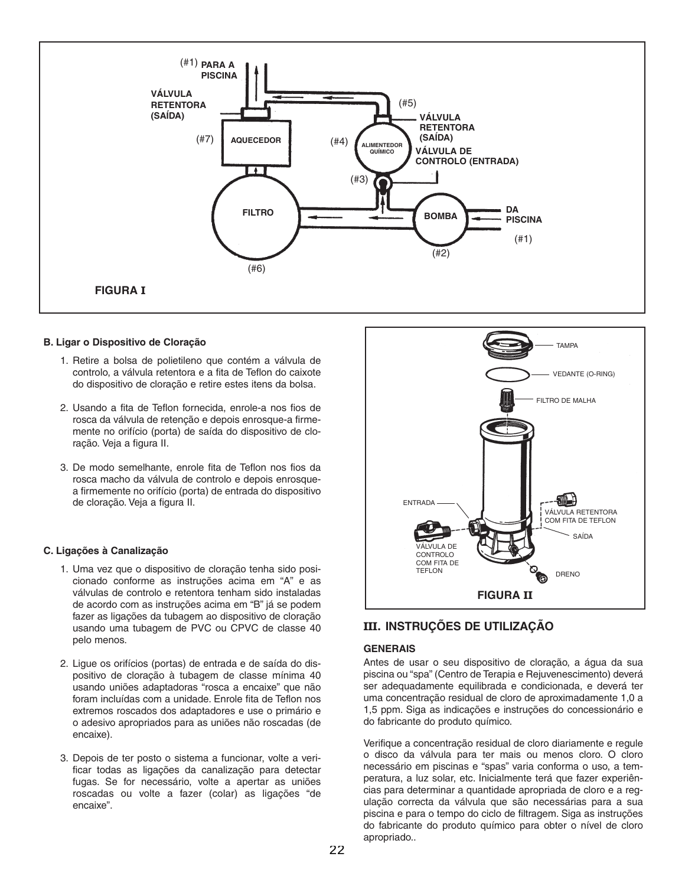FIGURA I

## B. Ligar o Dispositivo de Cloração

1. Retire a bolsa de polietileno que contém a válvula de controlo, a válvula retentora e a fita de Teflon do caixote do dispositivo de cloração e retire estes itens da bolsa.

2. Usando a fita de Teflon fornecida, enrole-a nos fios de rosca da válvula de retenção e depois enrosque-a firmemente no orifício (porta) de saída do dispositivo de cloração. Veja a figura II.

3. De modo semelhante, enrole fita de Teflon nos fios da rosca macho da válvula de controlo e depois enrosque-a firmemente no orifício (porta) de entrada do dispositivo de cloração. Veja a figura II.

## C. Ligações à Canalização

1. Uma vez que o dispositivo de cloração tenha sido posicionado conforme as instruções acima em "A" e as válvulas de controlo e retentora tenham sido instaladas de acordo com as instruções acima em "B" já se podem fazer as ligações da tubagem ao dispositivo de cloração usando uma tubagem de PVC ou CPVC de classe 40 pelo menos.

2. Ligue os orifícios (portas) de entrada e de saída do dispositivo de cloração à tubagem de classe mínima 40 usando uniões adaptadoras "rosca a encaixe" que não foram incluídas com a unidade. Enrole fita de Teflon nos extremos roscados dos adaptadores e use o primário e o adesivo apropriados para as uniões não roscadas (de encaixe).

3. Depois de ter posto o sistema a funcionar, volte a verificar todas as ligações da canalização para detectar fugas. Se for necessário, volte a apertar as uniões roscadas ou volte a fazer (colar) as ligações "de encaixe".

FIGURA II

# III. INSTRUÇÕES DE UTILIZAÇÃO

### GENERAIS

Antes de usar o seu dispositivo de cloração, a água da sua piscina ou "spa" (Centro de Terapia e Rejuvenescimento) deverá ser adequadamente equilibrada e condicionada, e deverá ter uma concentração residual de cloro de aproximadamente 1,0 a 1,5 ppm. Siga as indicações e instruções do concessionário e do fabricante do produto químico.

Verifique a concentração residual de cloro diariamente e regule o disco da válvula para ter mais ou menos cloro. O cloro necessário em piscinas e "spas" varia conforma o uso, a temperatura, a luz solar, etc. Inicialmente terá que fazer experiências para determinar a quantidade apropriada de cloro e a regulação correcta da válvula que são necessárias para a sua piscina e para o tempo do ciclo de filtragem. Siga as instruções do fabricante do produto químico para obter o nível de cloro apropriado..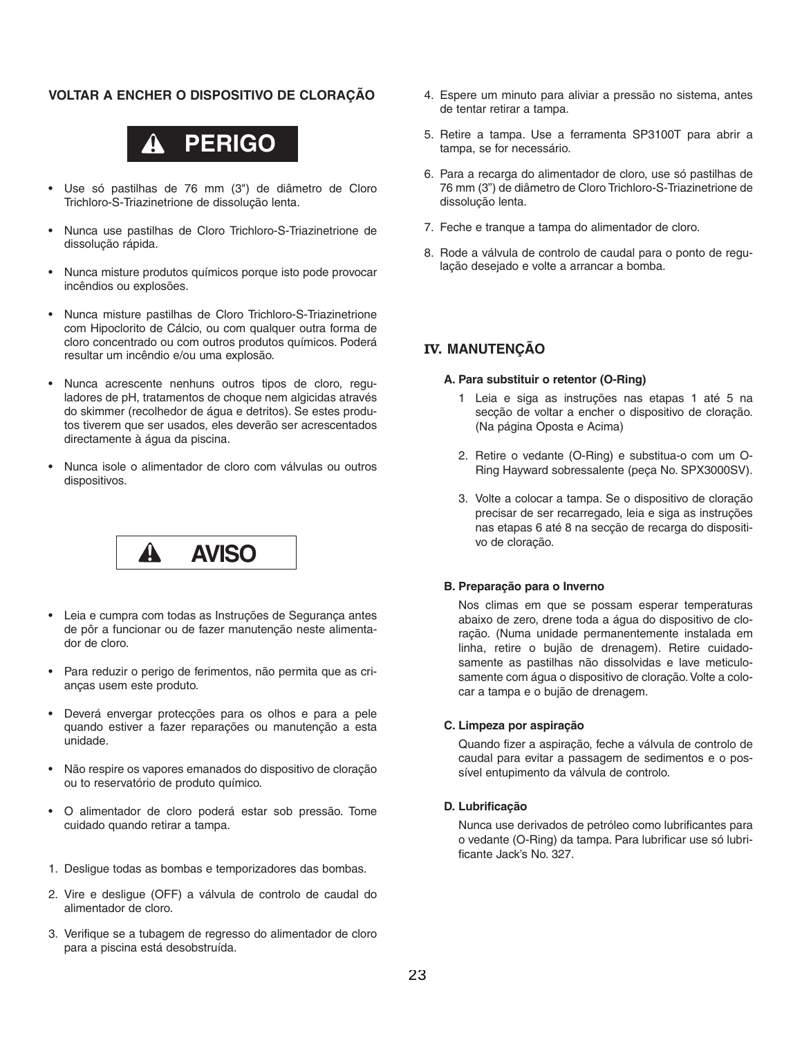### VOLTAR A ENCHER O DISPOSITIVO DE CLORAÇÃO

**⚠ PERIGO**

- Use só pastilhas de 76 mm (3") de diâmetro de Cloro Trichloro-S-Triazinetrione de dissolução lenta.
- Nunca use pastilhas de Cloro Trichloro-S-Triazinetrione de dissolução rápida.
- Nunca misture produtos químicos porque isto pode provocar incêndios ou explosões.
- Nunca misture pastilhas de Cloro Trichloro-S-Triazinetrione com Hipoclorito de Cálcio, ou com qualquer outra forma de cloro concentrado ou com outros produtos químicos. Poderá resultar um incêndio e/ou uma explosão.
- Nunca acrescente nenhuns outros tipos de cloro, reguladores de pH, tratamentos de choque nem algicidas através do skimmer (recolhedor de água e detritos). Se estes produtos tiverem que ser usados, eles deverão ser acrescentados directamente à água da piscina.
- Nunca isole o alimentador de cloro com válvulas ou outros dispositivos.

**⚠ AVISO**

- Leia e cumpra com todas as Instruções de Segurança antes de pôr a funcionar ou de fazer manutenção neste alimentador de cloro.
- Para reduzir o perigo de ferimentos, não permita que as crianças usem este produto.
- Deverá envergar protecções para os olhos e para a pele quando estiver a fazer reparações ou manutenção a esta unidade.
- Não respire os vapores emanados do dispositivo de cloração ou to reservatório de produto químico.
- O alimentador de cloro poderá estar sob pressão. Tome cuidado quando retirar a tampa.

1. Desligue todas as bombas e temporizadores das bombas.
2. Vire e desligue (OFF) a válvula de controlo de caudal do alimentador de cloro.
3. Verifique se a tubagem de regresso do alimentador de cloro para a piscina está desobstruída.
4. Espere um minuto para aliviar a pressão no sistema, antes de tentar retirar a tampa.
5. Retire a tampa. Use a ferramenta SP3100T para abrir a tampa, se for necessário.
6. Para a recarga do alimentador de cloro, use só pastilhas de 76 mm (3") de diâmetro de Cloro Trichloro-S-Triazinetrione de dissolução lenta.
7. Feche e tranque a tampa do alimentador de cloro.
8. Rode a válvula de controlo de caudal para o ponto de regulação desejado e volte a arrancar a bomba.

## IV. MANUTENÇÃO

### A. Para substituir o retentor (O-Ring)

1. Leia e siga as instruções nas etapas 1 até 5 na secção de voltar a encher o dispositivo de cloração. (Na página Oposta e Acima)
2. Retire o vedante (O-Ring) e substitua-o com um O-Ring Hayward sobressalente (peça No. SPX3000SV).
3. Volte a colocar a tampa. Se o dispositivo de cloração precisar de ser recarregado, leia e siga as instruções nas etapas 6 até 8 na secção de recarga do dispositivo de cloração.

### B. Preparação para o Inverno

Nos climas em que se possam esperar temperaturas abaixo de zero, drene toda a água do dispositivo de cloração. (Numa unidade permanentemente instalada em linha, retire o bujão de drenagem). Retire cuidadosamente as pastilhas não dissolvidas e lave meticulosamente com água o dispositivo de cloração. Volte a colocar a tampa e o bujão de drenagem.

### C. Limpeza por aspiração

Quando fizer a aspiração, feche a válvula de controlo de caudal para evitar a passagem de sedimentos e o possível entupimento da válvula de controlo.

### D. Lubrificação

Nunca use derivados de petróleo como lubrificantes para o vedante (O-Ring) da tampa. Para lubrificar use só lubrificante Jack's No. 327.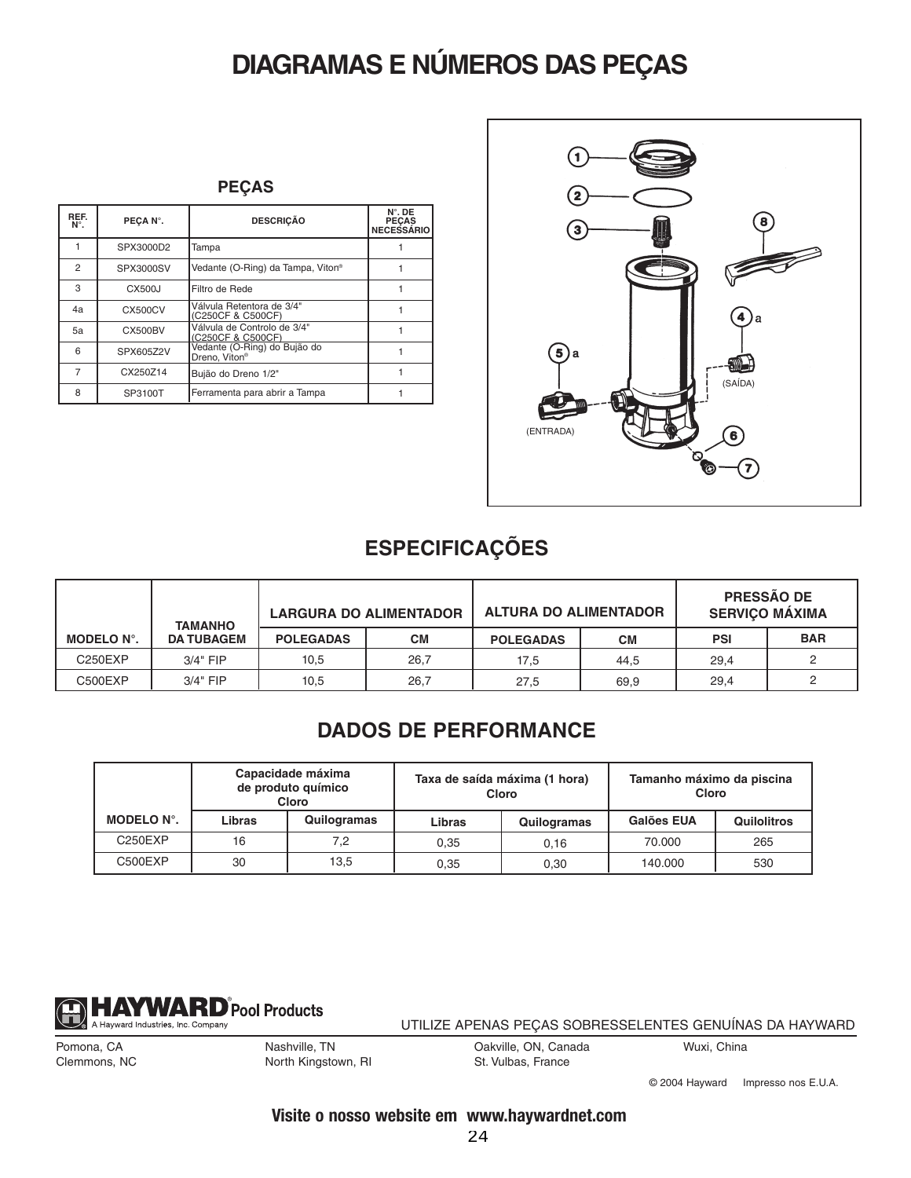# DIAGRAMAS E NÚMEROS DAS PEÇAS

## PEÇAS

| REF. N°. | PEÇA N°. | DESCRIÇÃO | N°. DE PEÇAS NECESSÁRIO |
|---|---|---|---|
| 1 | SPX3000D2 | Tampa | 1 |
| 2 | SPX3000SV | Vedante (O-Ring) da Tampa, Viton® | 1 |
| 3 | CX500J | Filtro de Rede | 1 |
| 4a | CX500CV | Válvula Retentora de 3/4" (C250CF & C500CF) | 1 |
| 5a | CX500BV | Válvula de Controlo de 3/4" (C250CF & C500CF) | 1 |
| 6 | SPX605Z2V | Vedante (O-Ring) do Bujão do Dreno, Viton® | 1 |
| 7 | CX250Z14 | Bujão do Dreno 1/2" | 1 |
| 8 | SP3100T | Ferramenta para abrir a Tampa | 1 |

1, 2, 3, 8, 4 a, 5 a, (SAÍDA), (ENTRADA), 6, 7

## ESPECIFICAÇÕES

| MODELO N°. | TAMANHO DA TUBAGEM | LARGURA DO ALIMENTADOR | | ALTURA DO ALIMENTADOR | | PRESSÃO DE SERVIÇO MÁXIMA | |
|---|---|---|---|---|---|---|---|
| | | POLEGADAS | CM | POLEGADAS | CM | PSI | BAR |
| C250EXP | 3/4" FIP | 10,5 | 26,7 | 17,5 | 44,5 | 29,4 | 2 |
| C500EXP | 3/4" FIP | 10,5 | 26,7 | 27,5 | 69,9 | 29,4 | 2 |

## DADOS DE PERFORMANCE

| MODELO N°. | Capacidade máxima de produto químico Cloro | | Taxa de saída máxima (1 hora) Cloro | | Tamanho máximo da piscina Cloro | |
|---|---|---|---|---|---|---|
| | Libras | Quilogramas | Libras | Quilogramas | Galões EUA | Quilolitros |
| C250EXP | 16 | 7,2 | 0,35 | 0,16 | 70.000 | 265 |
| C500EXP | 30 | 13,5 | 0,35 | 0,30 | 140.000 | 530 |

**HAYWARD® Pool Products**
A Hayward Industries, Inc. Company

UTILIZE APENAS PEÇAS SOBRESSELENTES GENUÍNAS DA HAYWARD

Pomona, CA
Clemmons, NC
Nashville, TN
North Kingstown, RI
Oakville, ON, Canada
St. Vulbas, France
Wuxi, China

© 2004 Hayward Impresso nos E.U.A.

**Visite o nosso website em www.haywardnet.com**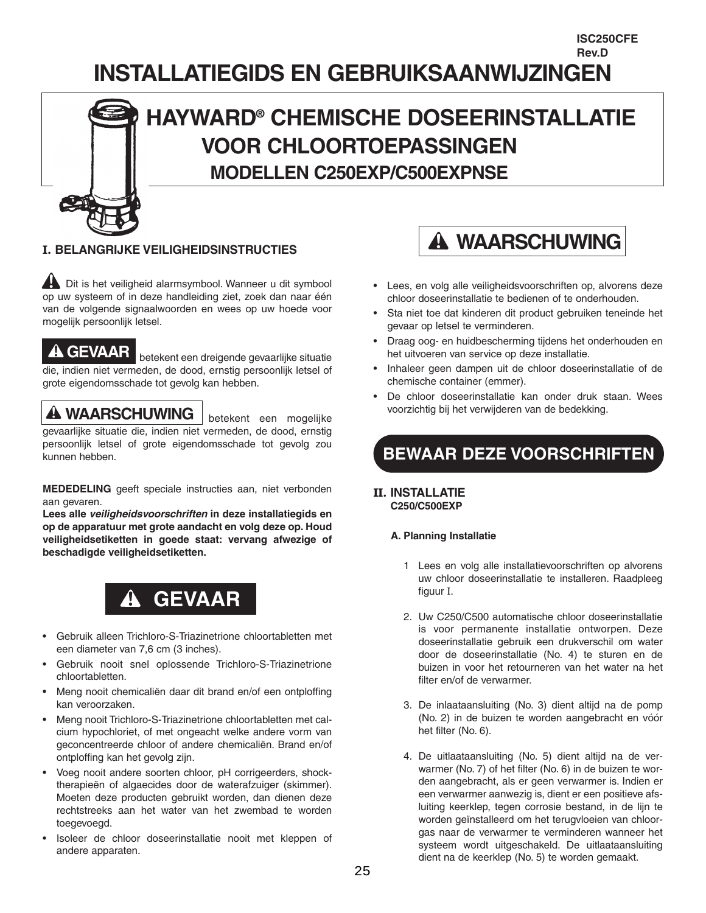ISC250CFE
Rev.D

# INSTALLATIEGIDS EN GEBRUIKSAANWIJZINGEN

# HAYWARD® CHEMISCHE DOSEERINSTALLATIE VOOR CHLOORTOEPASSINGEN

## MODELLEN C250EXP/C500EXPNSE

### I. BELANGRIJKE VEILIGHEIDSINSTRUCTIES

⚠ Dit is het veiligheid alarmsymbool. Wanneer u dit symbool op uw systeem of in deze handleiding ziet, zoek dan naar één van de volgende signaalwoorden en wees op uw hoede voor mogelijk persoonlijk letsel.

**⚠ GEVAAR** betekent een dreigende gevaarlijke situatie die, indien niet vermeden, de dood, ernstig persoonlijk letsel of grote eigendomsschade tot gevolg kan hebben.

**⚠ WAARSCHUWING** betekent een mogelijke gevaarlijke situatie die, indien niet vermeden, de dood, ernstig persoonlijk letsel of grote eigendomsschade tot gevolg zou kunnen hebben.

**MEDEDELING** geeft speciale instructies aan, niet verbonden aan gevaren.

**Lees alle *veiligheidsvoorschriften* in deze installatiegids en op de apparatuur met grote aandacht en volg deze op. Houd veiligheidsetiketten in goede staat: vervang afwezige of beschadigde veiligheidsetiketten.**

## ⚠ GEVAAR

- Gebruik alleen Trichloro-S-Triazinetrione chloortabletten met een diameter van 7,6 cm (3 inches).
- Gebruik nooit snel oplossende Trichloro-S-Triazinetrione chloortabletten.
- Meng nooit chemicaliën daar dit brand en/of een ontploffing kan veroorzaken.
- Meng nooit Trichloro-S-Triazinetrione chloortabletten met calcium hypochloriet, of met ongeacht welke andere vorm van geconcentreerde chloor of andere chemicaliën. Brand en/of ontploffing kan het gevolg zijn.
- Voeg nooit andere soorten chloor, pH corrigeerders, shocktherapieën of algaecides door de waterafzuiger (skimmer). Moeten deze producten gebruikt worden, dan dienen deze rechtstreeks aan het water van het zwembad te worden toegevoegd.
- Isoleer de chloor doseerinstallatie nooit met kleppen of andere apparaten.

## ⚠ WAARSCHUWING

- Lees, en volg alle veiligheidsvoorschriften op, alvorens deze chloor doseerinstallatie te bedienen of te onderhouden.
- Sta niet toe dat kinderen dit product gebruiken teneinde het gevaar op letsel te verminderen.
- Draag oog- en huidbescherming tijdens het onderhouden en het uitvoeren van service op deze installatie.
- Inhaleer geen dampen uit de chloor doseerinstallatie of de chemische container (emmer).
- De chloor doseerinstallatie kan onder druk staan. Wees voorzichtig bij het verwijderen van de bedekking.

## BEWAAR DEZE VOORSCHRIFTEN

### II. INSTALLATIE

**C250/C500EXP**

#### A. Planning Installatie

1 Lees en volg alle installatievoorschriften op alvorens uw chloor doseerinstallatie te installeren. Raadpleeg figuur I.

2. Uw C250/C500 automatische chloor doseerinstallatie is voor permanente installatie ontworpen. Deze doseerinstallatie gebruik een drukverschil om water door de doseerinstallatie (No. 4) te sturen en de buizen in voor het retourneren van het water na het filter en/of de verwarmer.

3. De inlaataansluiting (No. 3) dient altijd na de pomp (No. 2) in de buizen te worden aangebracht en vóór het filter (No. 6).

4. De uitlaataansluiting (No. 5) dient altijd na de verwarmer (No. 7) of het filter (No. 6) in de buizen te worden aangebracht, als er geen verwarmer is. Indien er een verwarmer aanwezig is, dient er een positieve afsluiting keerklep, tegen corrosie bestand, in de lijn te worden geïnstalleerd om het terugvloeien van chloorgas naar de verwarmer te verminderen wanneer het systeem wordt uitgeschakeld. De uitlaataansluiting dient na de keerklep (No. 5) te worden gemaakt.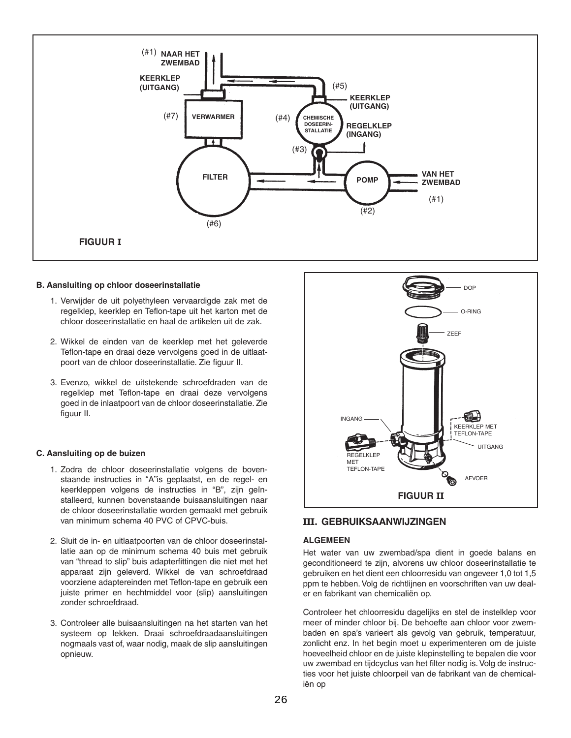FIGUUR I

## B. Aansluiting op chloor doseerinstallatie

1. Verwijder de uit polyethyleen vervaardigde zak met de regelklep, keerklep en Teflon-tape uit het karton met de chloor doseerinstallatie en haal de artikelen uit de zak.

2. Wikkel de einden van de keerklep met het geleverde Teflon-tape en draai deze vervolgens goed in de uitlaatpoort van de chloor doseerinstallatie. Zie figuur II.

3. Evenzo, wikkel de uitstekende schroefdraden van de regelklep met Teflon-tape en draai deze vervolgens goed in de inlaatpoort van de chloor doseerinstallatie. Zie figuur II.

## C. Aansluiting op de buizen

1. Zodra de chloor doseerinstallatie volgens de bovenstaande instructies in “A”is geplaatst, en de regel- en keerkleppen volgens de instructies in “B”, zijn geïnstalleerd, kunnen bovenstaande buisaansluitingen naar de chloor doseerinstallatie worden gemaakt met gebruik van minimum schema 40 PVC of CPVC-buis.

2. Sluit de in- en uitlaatpoorten van de chloor doseerinstallatie aan op de minimum schema 40 buis met gebruik van “thread to slip” buis adapterfittingen die niet met het apparaat zijn geleverd. Wikkel de van schroefdraad voorziene adaptereinden met Teflon-tape en gebruik een juiste primer en hechtmiddel voor (slip) aansluitingen zonder schroefdraad.

3. Controleer alle buisaansluitingen na het starten van het systeem op lekken. Draai schroefdraadaansluitingen nogmaals vast of, waar nodig, maak de slip aansluitingen opnieuw.

FIGUUR II

# III. GEBRUIKSAANWIJZINGEN

### ALGEMEEN

Het water van uw zwembad/spa dient in goede balans en geconditioneerd te zijn, alvorens uw chloor doseerinstallatie te gebruiken en het dient een chloorresidu van ongeveer 1,0 tot 1,5 ppm te hebben. Volg de richtlijnen en voorschriften van uw dealer en fabrikant van chemicaliën op.

Controleer het chloorresidu dagelijks en stel de instelklep voor meer of minder chloor bij. De behoefte aan chloor voor zwembaden en spa’s varieert als gevolg van gebruik, temperatuur, zonlicht enz. In het begin moet u experimenteren om de juiste hoeveelheid chloor en de juiste klepinstelling te bepalen die voor uw zwembad en tijdcyclus van het filter nodig is. Volg de instructies voor het juiste chloorpeil van de fabrikant van de chemicaliën op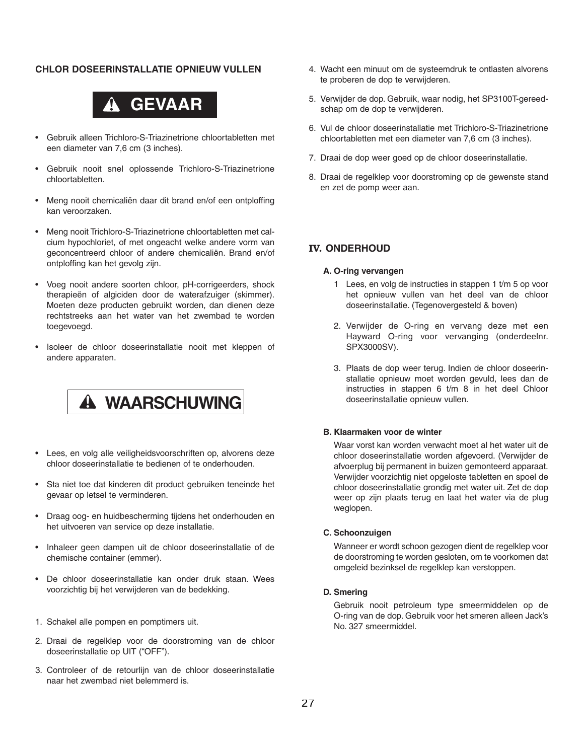### CHLOR DOSEERINSTALLATIE OPNIEUW VULLEN

**⚠ GEVAAR**

- Gebruik alleen Trichloro-S-Triazinetrione chloortabletten met een diameter van 7,6 cm (3 inches).
- Gebruik nooit snel oplossende Trichloro-S-Triazinetrione chloortabletten.
- Meng nooit chemicaliën daar dit brand en/of een ontploffing kan veroorzaken.
- Meng nooit Trichloro-S-Triazinetrione chloortabletten met calcium hypochloriet, of met ongeacht welke andere vorm van geconcentreerd chloor of andere chemicaliën. Brand en/of ontploffing kan het gevolg zijn.
- Voeg nooit andere soorten chloor, pH-corrigeerders, shock therapieën of algiciden door de waterafzuiger (skimmer). Moeten deze producten gebruikt worden, dan dienen deze rechtstreeks aan het water van het zwembad te worden toegevoegd.
- Isoleer de chloor doseerinstallatie nooit met kleppen of andere apparaten.

**⚠ WAARSCHUWING**

- Lees, en volg alle veiligheidsvoorschriften op, alvorens deze chloor doseerinstallatie te bedienen of te onderhouden.
- Sta niet toe dat kinderen dit product gebruiken teneinde het gevaar op letsel te verminderen.
- Draag oog- en huidbescherming tijdens het onderhouden en het uitvoeren van service op deze installatie.
- Inhaleer geen dampen uit de chloor doseerinstallatie of de chemische container (emmer).
- De chloor doseerinstallatie kan onder druk staan. Wees voorzichtig bij het verwijderen van de bedekking.

1. Schakel alle pompen en pomptimers uit.
2. Draai de regelklep voor de doorstroming van de chloor doseerinstallatie op UIT (“OFF”).
3. Controleer of de retourlijn van de chloor doseerinstallatie naar het zwembad niet belemmerd is.
4. Wacht een minuut om de systeemdruk te ontlasten alvorens te proberen de dop te verwijderen.
5. Verwijder de dop. Gebruik, waar nodig, het SP3100T-gereedschap om de dop te verwijderen.
6. Vul de chloor doseerinstallatie met Trichloro-S-Triazinetrione chloortabletten met een diameter van 7,6 cm (3 inches).
7. Draai de dop weer goed op de chloor doseerinstallatie.
8. Draai de regelklep voor doorstroming op de gewenste stand en zet de pomp weer aan.

## IV. ONDERHOUD

### A. O-ring vervangen

1. Lees, en volg de instructies in stappen 1 t/m 5 op voor het opnieuw vullen van het deel van de chloor doseerinstallatie. (Tegenovergesteld & boven)
2. Verwijder de O-ring en vervang deze met een Hayward O-ring voor vervanging (onderdeelnr. SPX3000SV).
3. Plaats de dop weer terug. Indien de chloor doseerinstallatie opnieuw moet worden gevuld, lees dan de instructies in stappen 6 t/m 8 in het deel Chloor doseerinstallatie opnieuw vullen.

### B. Klaarmaken voor de winter

Waar vorst kan worden verwacht moet al het water uit de chloor doseerinstallatie worden afgevoerd. (Verwijder de afvoerplug bij permanent in buizen gemonteerd apparaat. Verwijder voorzichtig niet opgeloste tabletten en spoel de chloor doseerinstallatie grondig met water uit. Zet de dop weer op zijn plaats terug en laat het water via de plug weglopen.

### C. Schoonzuigen

Wanneer er wordt schoon gezogen dient de regelklep voor de doorstroming te worden gesloten, om te voorkomen dat omgeleid bezinksel de regelklep kan verstoppen.

### D. Smering

Gebruik nooit petroleum type smeermiddelen op de O-ring van de dop. Gebruik voor het smeren alleen Jack’s No. 327 smeermiddel.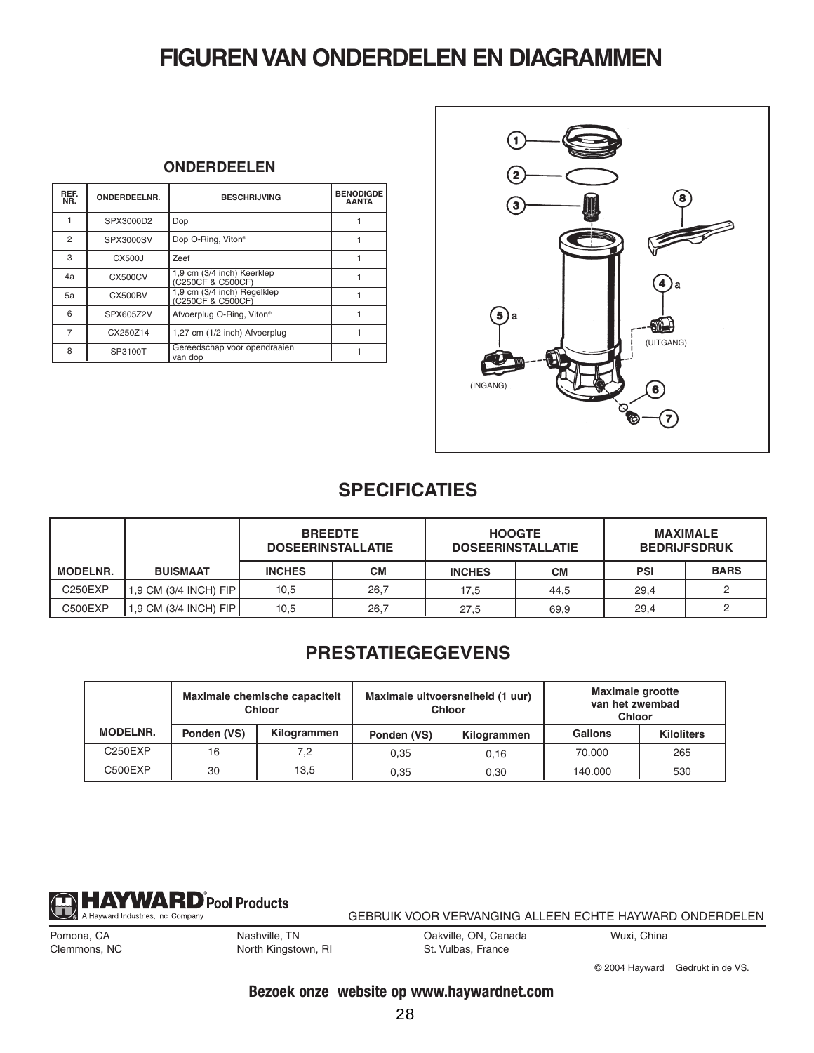# FIGUREN VAN ONDERDELEN EN DIAGRAMMEN

## ONDERDEELEN

| REF. NR. | ONDERDEELNR. | BESCHRIJVING | BENODIGDE AANTA |
|---|---|---|---|
| 1 | SPX3000D2 | Dop | 1 |
| 2 | SPX3000SV | Dop O-Ring, Viton® | 1 |
| 3 | CX500J | Zeef | 1 |
| 4a | CX500CV | 1,9 cm (3/4 inch) Keerklep (C250CF & C500CF) | 1 |
| 5a | CX500BV | 1,9 cm (3/4 inch) Regelklep (C250CF & C500CF) | 1 |
| 6 | SPX605Z2V | Afvoerplug O-Ring, Viton® | 1 |
| 7 | CX250Z14 | 1,27 cm (1/2 inch) Afvoerplug | 1 |
| 8 | SP3100T | Gereedschap voor opendraaien van dop | 1 |

1
2
3
8
4 a
5 a
(UITGANG)
(INGANG)
6
7

## SPECIFICATIES

| | | BREEDTE DOSEERINSTALLATIE | | HOOGTE DOSEERINSTALLATIE | | MAXIMALE BEDRIJFSDRUK | |
|---|---|---|---|---|---|---|---|
| MODELNR. | BUISMAAT | INCHES | CM | INCHES | CM | PSI | BARS |
| C250EXP | 1,9 CM (3/4 INCH) FIP | 10,5 | 26,7 | 17,5 | 44,5 | 29,4 | 2 |
| C500EXP | 1,9 CM (3/4 INCH) FIP | 10,5 | 26,7 | 27,5 | 69,9 | 29,4 | 2 |

## PRESTATIEGEGEVENS

| | Maximale chemische capaciteit Chloor | | Maximale uitvoersnelheid (1 uur) Chloor | | Maximale grootte van het zwembad Chloor | |
|---|---|---|---|---|---|---|
| MODELNR. | Ponden (VS) | Kilogrammen | Ponden (VS) | Kilogrammen | Gallons | Kiloliters |
| C250EXP | 16 | 7,2 | 0,35 | 0,16 | 70.000 | 265 |
| C500EXP | 30 | 13,5 | 0,35 | 0,30 | 140.000 | 530 |

HAYWARD® Pool Products
A Hayward Industries, Inc. Company

GEBRUIK VOOR VERVANGING ALLEEN ECHTE HAYWARD ONDERDELEN

Pomona, CA
Clemmons, NC
Nashville, TN
North Kingstown, RI
Oakville, ON, Canada
St. Vulbas, France
Wuxi, China

© 2004 Hayward Gedrukt in de VS.

**Bezoek onze website op www.haywardnet.com**